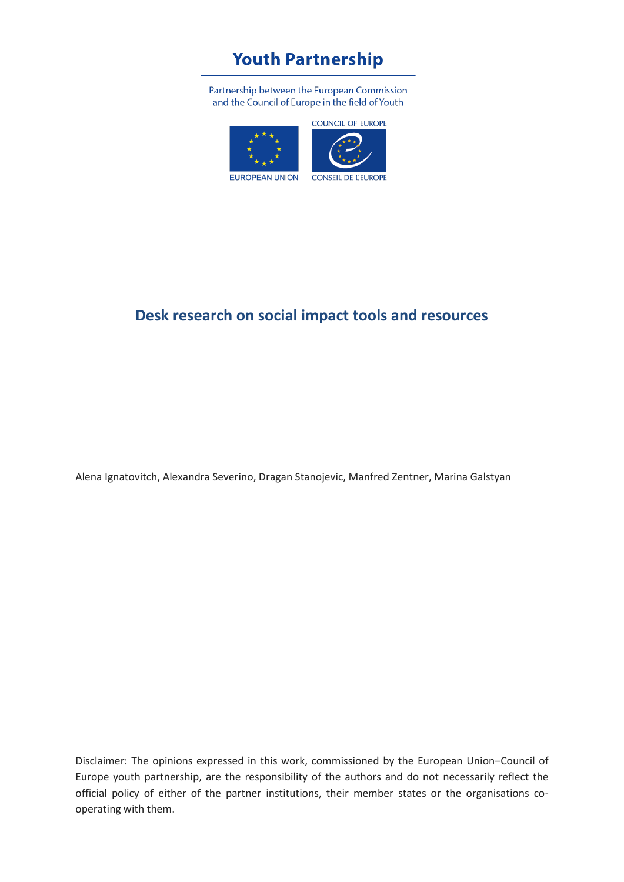**Youth Partnership**

Partnership between the European Commission and the Council of Europe in the field of Youth

EUROPEAN UNION

COUNCIL OF EUROPE

CONSEIL DE L'EUROPE

# Desk research on social impact tools and resources

Alena Ignatovitch, Alexandra Severino, Dragan Stanojevic, Manfred Zentner, Marina Galstyan

Disclaimer: The opinions expressed in this work, commissioned by the European Union–Council of Europe youth partnership, are the responsibility of the authors and do not necessarily reflect the official policy of either of the partner institutions, their member states or the organisations co-operating with them.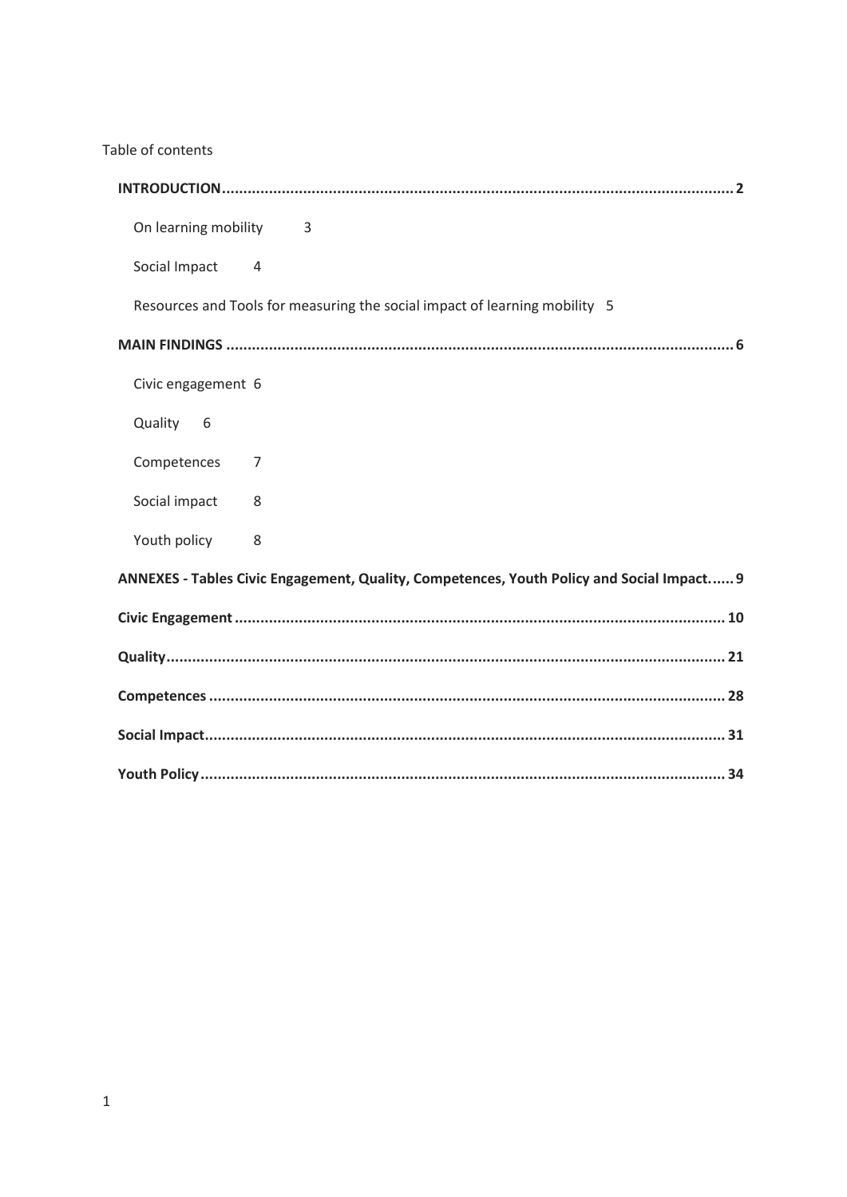Table of contents

**INTRODUCTION** ........................................................................................................................ **2**

- On learning mobility 3
- Social Impact 4
- Resources and Tools for measuring the social impact of learning mobility 5

**MAIN FINDINGS** ....................................................................................................................... **6**

- Civic engagement 6
- Quality 6
- Competences 7
- Social impact 8
- Youth policy 8

**ANNEXES - Tables Civic Engagement, Quality, Competences, Youth Policy and Social Impact...... 9**

**Civic Engagement** ................................................................................................................... **10**

**Quality** ...................................................................................................................................... **21**

**Competences** ........................................................................................................................... **28**

**Social Impact** ........................................................................................................................... **31**

**Youth Policy** ............................................................................................................................ **34**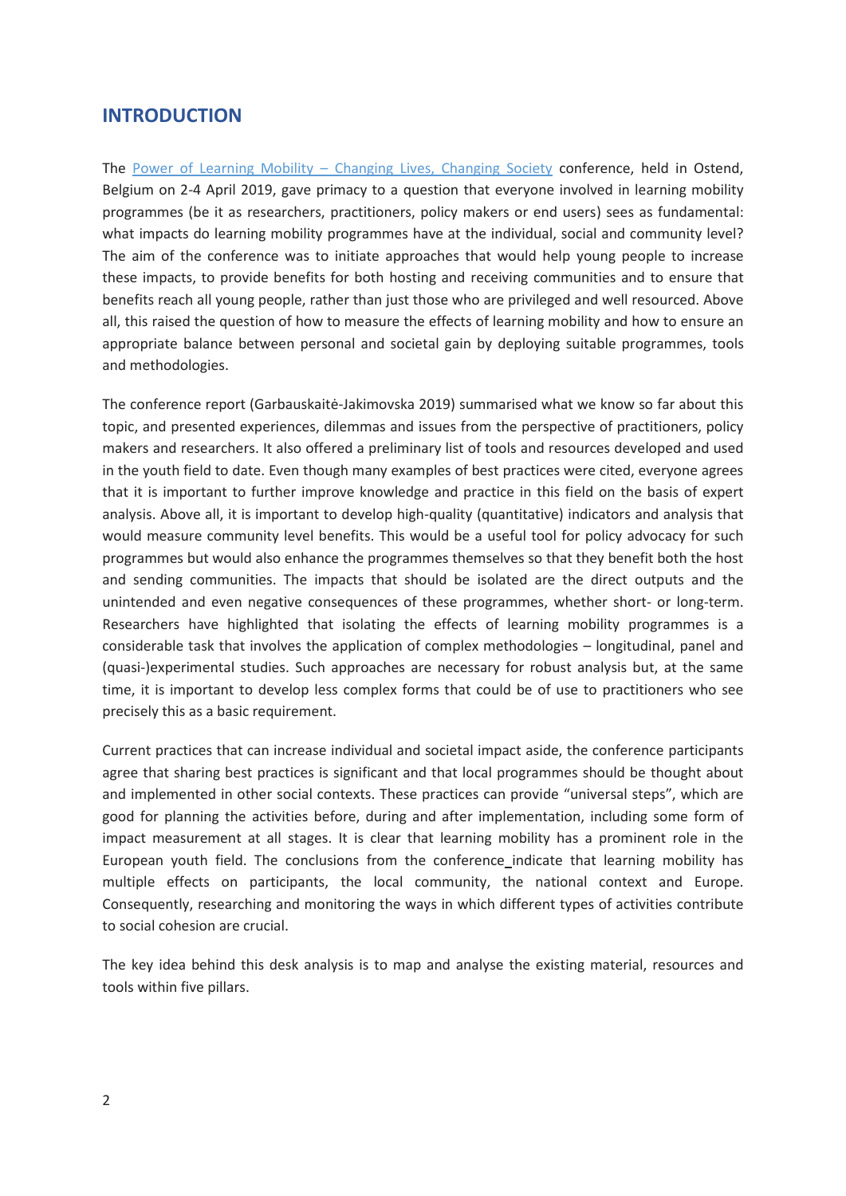## INTRODUCTION

The [Power of Learning Mobility – Changing Lives, Changing Society] conference, held in Ostend, Belgium on 2-4 April 2019, gave primacy to a question that everyone involved in learning mobility programmes (be it as researchers, practitioners, policy makers or end users) sees as fundamental: what impacts do learning mobility programmes have at the individual, social and community level? The aim of the conference was to initiate approaches that would help young people to increase these impacts, to provide benefits for both hosting and receiving communities and to ensure that benefits reach all young people, rather than just those who are privileged and well resourced. Above all, this raised the question of how to measure the effects of learning mobility and how to ensure an appropriate balance between personal and societal gain by deploying suitable programmes, tools and methodologies.

The conference report (Garbauskaitė-Jakimovska 2019) summarised what we know so far about this topic, and presented experiences, dilemmas and issues from the perspective of practitioners, policy makers and researchers. It also offered a preliminary list of tools and resources developed and used in the youth field to date. Even though many examples of best practices were cited, everyone agrees that it is important to further improve knowledge and practice in this field on the basis of expert analysis. Above all, it is important to develop high-quality (quantitative) indicators and analysis that would measure community level benefits. This would be a useful tool for policy advocacy for such programmes but would also enhance the programmes themselves so that they benefit both the host and sending communities. The impacts that should be isolated are the direct outputs and the unintended and even negative consequences of these programmes, whether short- or long-term. Researchers have highlighted that isolating the effects of learning mobility programmes is a considerable task that involves the application of complex methodologies – longitudinal, panel and (quasi-)experimental studies. Such approaches are necessary for robust analysis but, at the same time, it is important to develop less complex forms that could be of use to practitioners who see precisely this as a basic requirement.

Current practices that can increase individual and societal impact aside, the conference participants agree that sharing best practices is significant and that local programmes should be thought about and implemented in other social contexts. These practices can provide "universal steps", which are good for planning the activities before, during and after implementation, including some form of impact measurement at all stages. It is clear that learning mobility has a prominent role in the European youth field. The conclusions from the conference indicate that learning mobility has multiple effects on participants, the local community, the national context and Europe. Consequently, researching and monitoring the ways in which different types of activities contribute to social cohesion are crucial.

The key idea behind this desk analysis is to map and analyse the existing material, resources and tools within five pillars.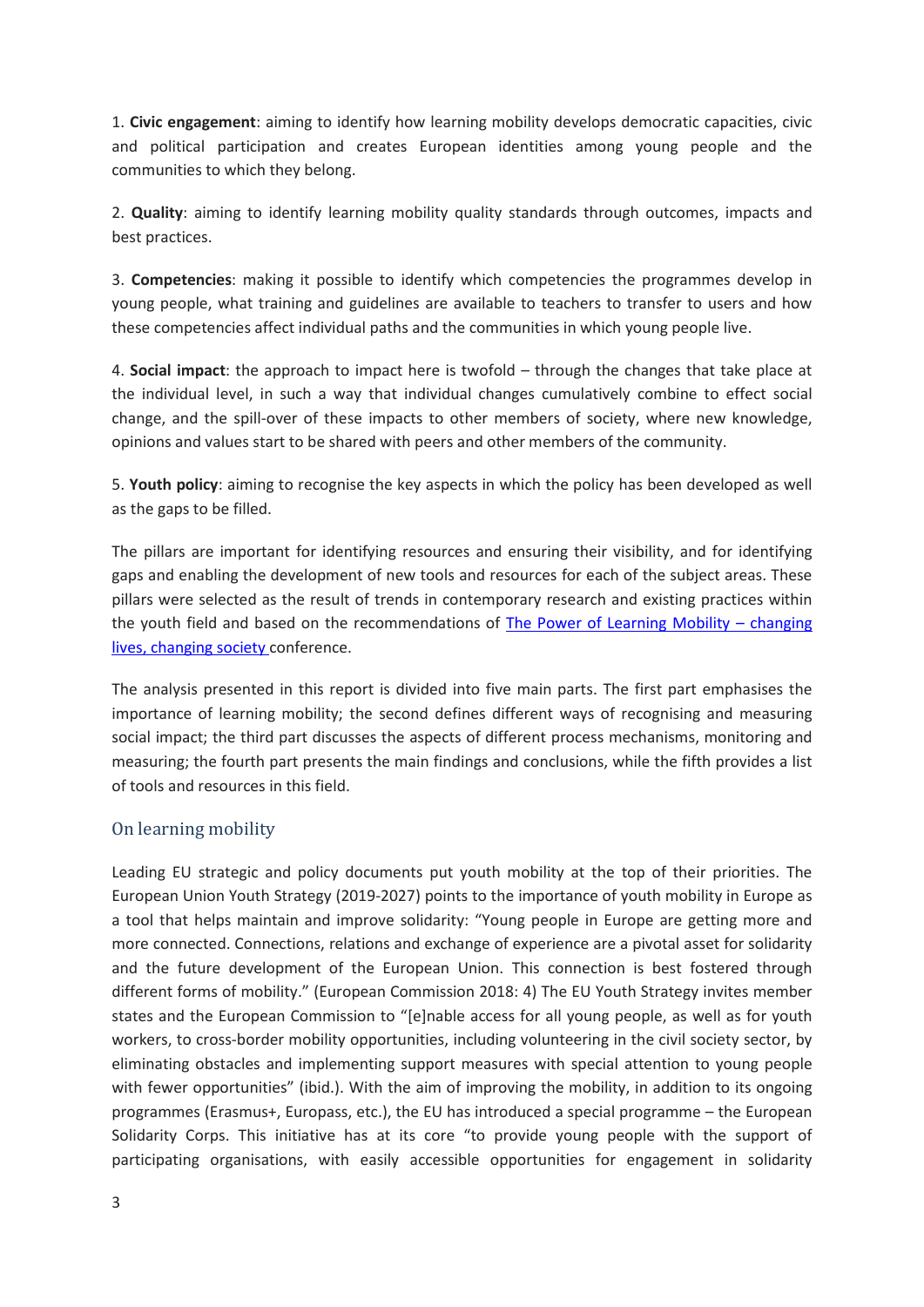1. **Civic engagement**: aiming to identify how learning mobility develops democratic capacities, civic and political participation and creates European identities among young people and the communities to which they belong.

2. **Quality**: aiming to identify learning mobility quality standards through outcomes, impacts and best practices.

3. **Competencies**: making it possible to identify which competencies the programmes develop in young people, what training and guidelines are available to teachers to transfer to users and how these competencies affect individual paths and the communities in which young people live.

4. **Social impact**: the approach to impact here is twofold – through the changes that take place at the individual level, in such a way that individual changes cumulatively combine to effect social change, and the spill-over of these impacts to other members of society, where new knowledge, opinions and values start to be shared with peers and other members of the community.

5. **Youth policy**: aiming to recognise the key aspects in which the policy has been developed as well as the gaps to be filled.

The pillars are important for identifying resources and ensuring their visibility, and for identifying gaps and enabling the development of new tools and resources for each of the subject areas. These pillars were selected as the result of trends in contemporary research and existing practices within the youth field and based on the recommendations of The Power of Learning Mobility – changing lives, changing society conference.

The analysis presented in this report is divided into five main parts. The first part emphasises the importance of learning mobility; the second defines different ways of recognising and measuring social impact; the third part discusses the aspects of different process mechanisms, monitoring and measuring; the fourth part presents the main findings and conclusions, while the fifth provides a list of tools and resources in this field.

## On learning mobility

Leading EU strategic and policy documents put youth mobility at the top of their priorities. The European Union Youth Strategy (2019-2027) points to the importance of youth mobility in Europe as a tool that helps maintain and improve solidarity: "Young people in Europe are getting more and more connected. Connections, relations and exchange of experience are a pivotal asset for solidarity and the future development of the European Union. This connection is best fostered through different forms of mobility." (European Commission 2018: 4) The EU Youth Strategy invites member states and the European Commission to "[e]nable access for all young people, as well as for youth workers, to cross-border mobility opportunities, including volunteering in the civil society sector, by eliminating obstacles and implementing support measures with special attention to young people with fewer opportunities" (ibid.). With the aim of improving the mobility, in addition to its ongoing programmes (Erasmus+, Europass, etc.), the EU has introduced a special programme – the European Solidarity Corps. This initiative has at its core "to provide young people with the support of participating organisations, with easily accessible opportunities for engagement in solidarity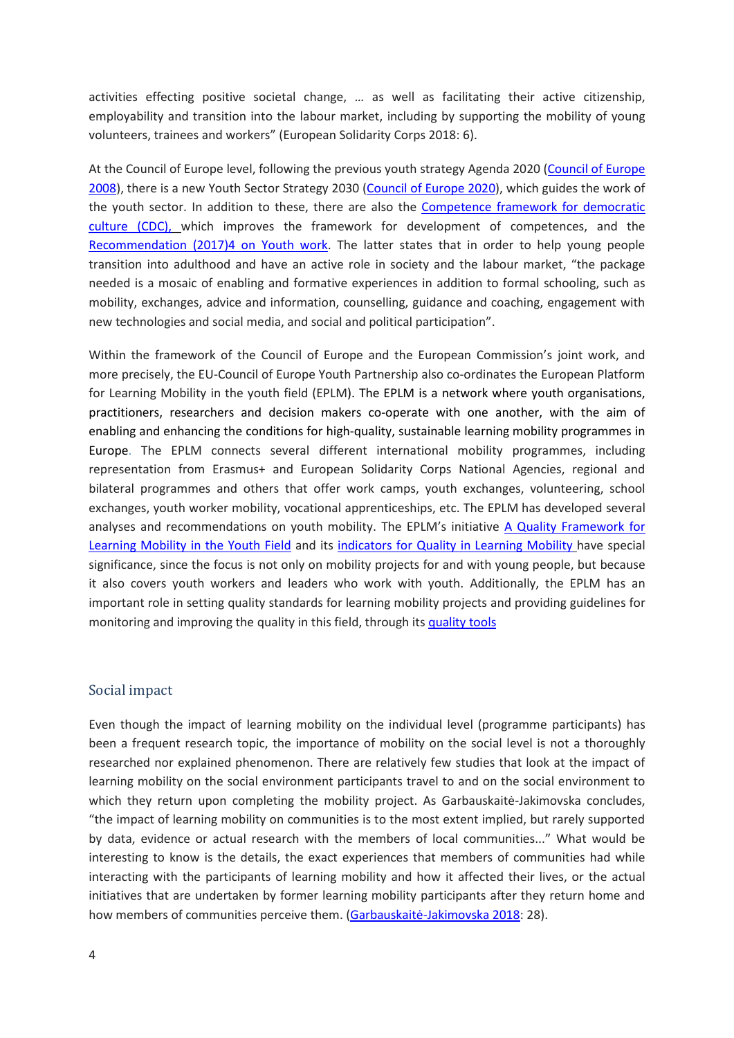activities effecting positive societal change, … as well as facilitating their active citizenship, employability and transition into the labour market, including by supporting the mobility of young volunteers, trainees and workers" (European Solidarity Corps 2018: 6).

At the Council of Europe level, following the previous youth strategy Agenda 2020 (Council of Europe 2008), there is a new Youth Sector Strategy 2030 (Council of Europe 2020), which guides the work of the youth sector. In addition to these, there are also the Competence framework for democratic culture (CDC), which improves the framework for development of competences, and the Recommendation (2017)4 on Youth work. The latter states that in order to help young people transition into adulthood and have an active role in society and the labour market, "the package needed is a mosaic of enabling and formative experiences in addition to formal schooling, such as mobility, exchanges, advice and information, counselling, guidance and coaching, engagement with new technologies and social media, and social and political participation".

Within the framework of the Council of Europe and the European Commission's joint work, and more precisely, the EU-Council of Europe Youth Partnership also co-ordinates the European Platform for Learning Mobility in the youth field (EPLM). The EPLM is a network where youth organisations, practitioners, researchers and decision makers co-operate with one another, with the aim of enabling and enhancing the conditions for high-quality, sustainable learning mobility programmes in Europe. The EPLM connects several different international mobility programmes, including representation from Erasmus+ and European Solidarity Corps National Agencies, regional and bilateral programmes and others that offer work camps, youth exchanges, volunteering, school exchanges, youth worker mobility, vocational apprenticeships, etc. The EPLM has developed several analyses and recommendations on youth mobility. The EPLM's initiative A Quality Framework for Learning Mobility in the Youth Field and its indicators for Quality in Learning Mobility have special significance, since the focus is not only on mobility projects for and with young people, but because it also covers youth workers and leaders who work with youth. Additionally, the EPLM has an important role in setting quality standards for learning mobility projects and providing guidelines for monitoring and improving the quality in this field, through its quality tools

## Social impact

Even though the impact of learning mobility on the individual level (programme participants) has been a frequent research topic, the importance of mobility on the social level is not a thoroughly researched nor explained phenomenon. There are relatively few studies that look at the impact of learning mobility on the social environment participants travel to and on the social environment to which they return upon completing the mobility project. As Garbauskaitė-Jakimovska concludes, "the impact of learning mobility on communities is to the most extent implied, but rarely supported by data, evidence or actual research with the members of local communities..." What would be interesting to know is the details, the exact experiences that members of communities had while interacting with the participants of learning mobility and how it affected their lives, or the actual initiatives that are undertaken by former learning mobility participants after they return home and how members of communities perceive them. (Garbauskaitė-Jakimovska 2018: 28).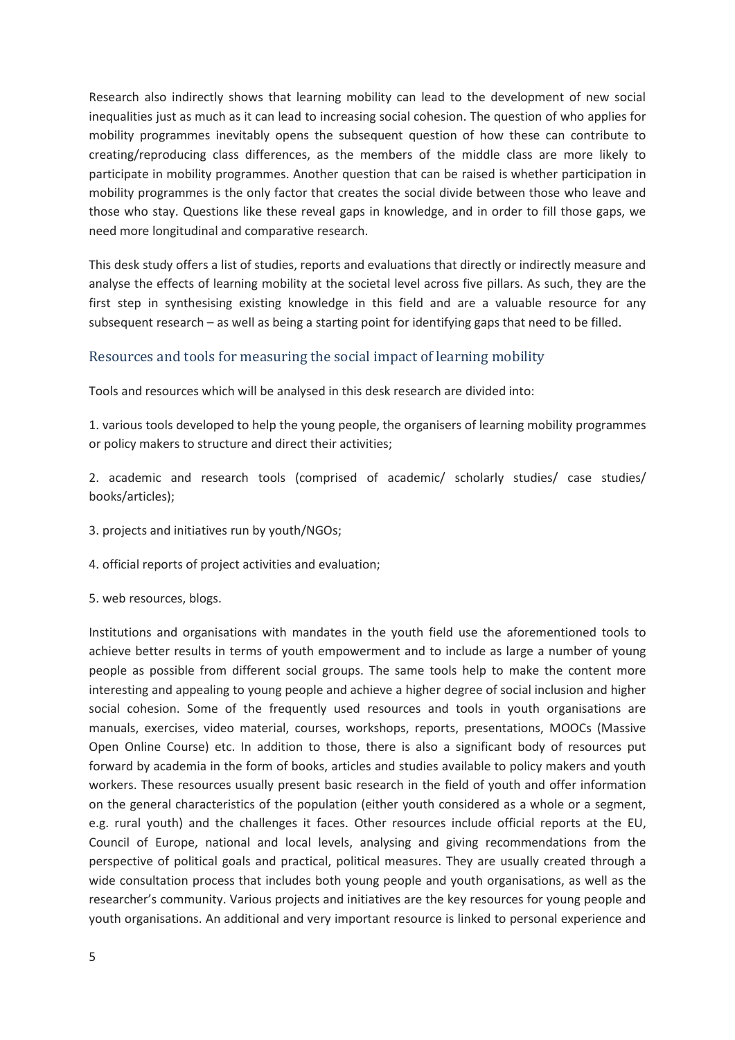Research also indirectly shows that learning mobility can lead to the development of new social inequalities just as much as it can lead to increasing social cohesion. The question of who applies for mobility programmes inevitably opens the subsequent question of how these can contribute to creating/reproducing class differences, as the members of the middle class are more likely to participate in mobility programmes. Another question that can be raised is whether participation in mobility programmes is the only factor that creates the social divide between those who leave and those who stay. Questions like these reveal gaps in knowledge, and in order to fill those gaps, we need more longitudinal and comparative research.

This desk study offers a list of studies, reports and evaluations that directly or indirectly measure and analyse the effects of learning mobility at the societal level across five pillars. As such, they are the first step in synthesising existing knowledge in this field and are a valuable resource for any subsequent research – as well as being a starting point for identifying gaps that need to be filled.

## Resources and tools for measuring the social impact of learning mobility

Tools and resources which will be analysed in this desk research are divided into:

1. various tools developed to help the young people, the organisers of learning mobility programmes or policy makers to structure and direct their activities;

2. academic and research tools (comprised of academic/ scholarly studies/ case studies/ books/articles);

3. projects and initiatives run by youth/NGOs;

4. official reports of project activities and evaluation;

5. web resources, blogs.

Institutions and organisations with mandates in the youth field use the aforementioned tools to achieve better results in terms of youth empowerment and to include as large a number of young people as possible from different social groups. The same tools help to make the content more interesting and appealing to young people and achieve a higher degree of social inclusion and higher social cohesion. Some of the frequently used resources and tools in youth organisations are manuals, exercises, video material, courses, workshops, reports, presentations, MOOCs (Massive Open Online Course) etc. In addition to those, there is also a significant body of resources put forward by academia in the form of books, articles and studies available to policy makers and youth workers. These resources usually present basic research in the field of youth and offer information on the general characteristics of the population (either youth considered as a whole or a segment, e.g. rural youth) and the challenges it faces. Other resources include official reports at the EU, Council of Europe, national and local levels, analysing and giving recommendations from the perspective of political goals and practical, political measures. They are usually created through a wide consultation process that includes both young people and youth organisations, as well as the researcher's community. Various projects and initiatives are the key resources for young people and youth organisations. An additional and very important resource is linked to personal experience and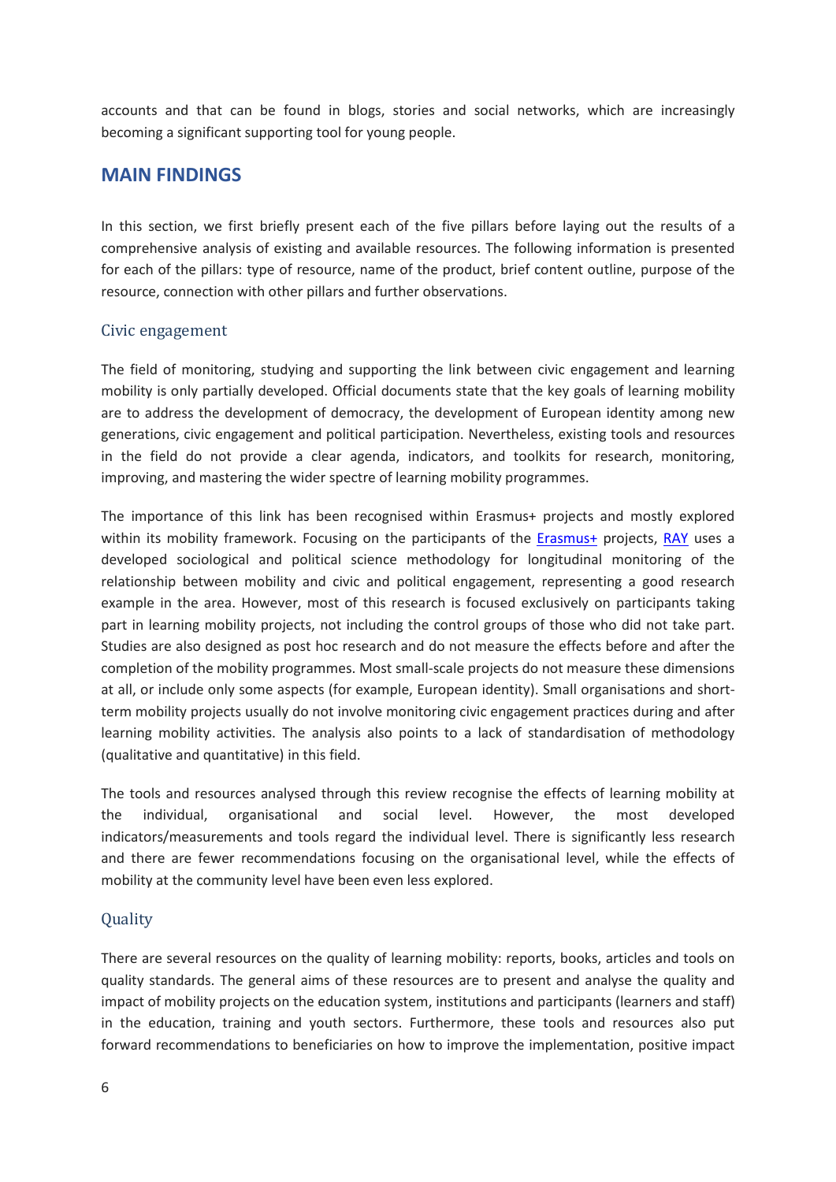accounts and that can be found in blogs, stories and social networks, which are increasingly becoming a significant supporting tool for young people.

## MAIN FINDINGS

In this section, we first briefly present each of the five pillars before laying out the results of a comprehensive analysis of existing and available resources. The following information is presented for each of the pillars: type of resource, name of the product, brief content outline, purpose of the resource, connection with other pillars and further observations.

### Civic engagement

The field of monitoring, studying and supporting the link between civic engagement and learning mobility is only partially developed. Official documents state that the key goals of learning mobility are to address the development of democracy, the development of European identity among new generations, civic engagement and political participation. Nevertheless, existing tools and resources in the field do not provide a clear agenda, indicators, and toolkits for research, monitoring, improving, and mastering the wider spectre of learning mobility programmes.

The importance of this link has been recognised within Erasmus+ projects and mostly explored within its mobility framework. Focusing on the participants of the Erasmus+ projects, RAY uses a developed sociological and political science methodology for longitudinal monitoring of the relationship between mobility and civic and political engagement, representing a good research example in the area. However, most of this research is focused exclusively on participants taking part in learning mobility projects, not including the control groups of those who did not take part. Studies are also designed as post hoc research and do not measure the effects before and after the completion of the mobility programmes. Most small-scale projects do not measure these dimensions at all, or include only some aspects (for example, European identity). Small organisations and short-term mobility projects usually do not involve monitoring civic engagement practices during and after learning mobility activities. The analysis also points to a lack of standardisation of methodology (qualitative and quantitative) in this field.

The tools and resources analysed through this review recognise the effects of learning mobility at the individual, organisational and social level. However, the most developed indicators/measurements and tools regard the individual level. There is significantly less research and there are fewer recommendations focusing on the organisational level, while the effects of mobility at the community level have been even less explored.

### Quality

There are several resources on the quality of learning mobility: reports, books, articles and tools on quality standards. The general aims of these resources are to present and analyse the quality and impact of mobility projects on the education system, institutions and participants (learners and staff) in the education, training and youth sectors. Furthermore, these tools and resources also put forward recommendations to beneficiaries on how to improve the implementation, positive impact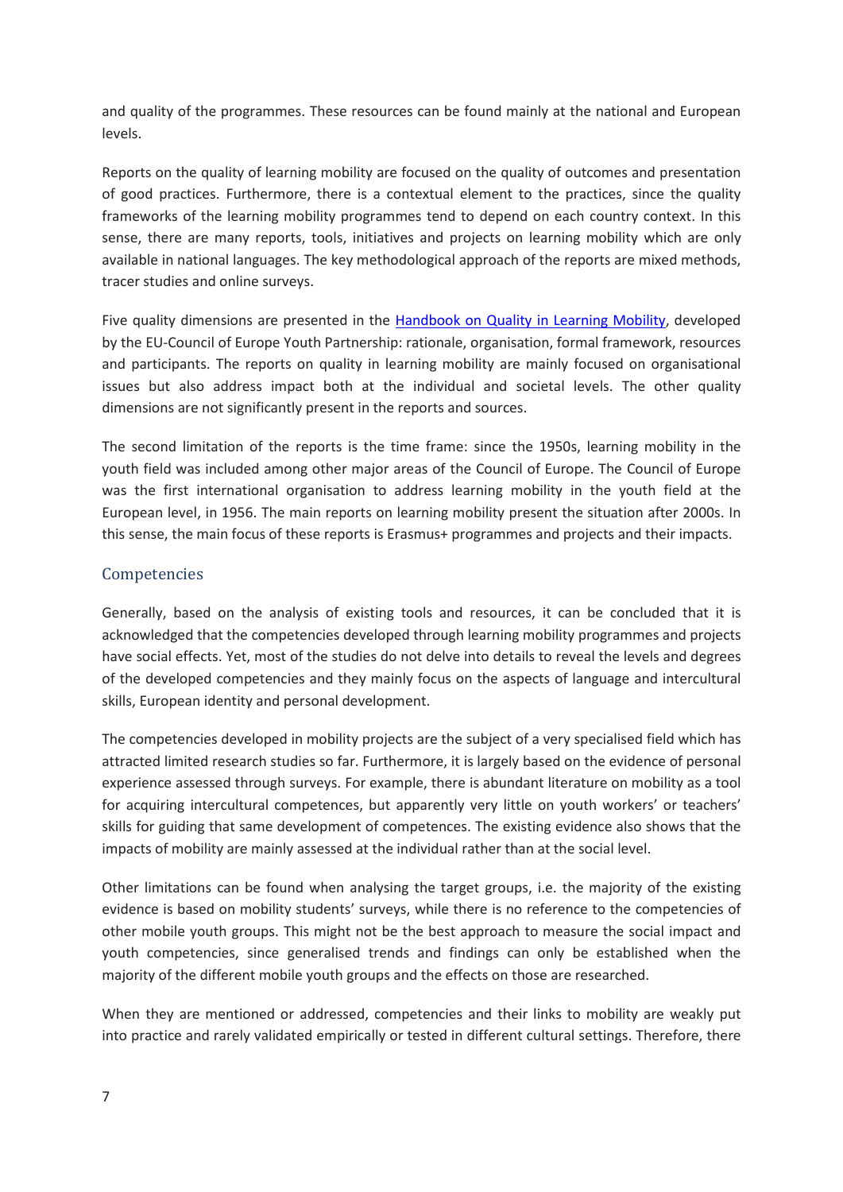and quality of the programmes. These resources can be found mainly at the national and European levels.

Reports on the quality of learning mobility are focused on the quality of outcomes and presentation of good practices. Furthermore, there is a contextual element to the practices, since the quality frameworks of the learning mobility programmes tend to depend on each country context. In this sense, there are many reports, tools, initiatives and projects on learning mobility which are only available in national languages. The key methodological approach of the reports are mixed methods, tracer studies and online surveys.

Five quality dimensions are presented in the Handbook on Quality in Learning Mobility, developed by the EU-Council of Europe Youth Partnership: rationale, organisation, formal framework, resources and participants. The reports on quality in learning mobility are mainly focused on organisational issues but also address impact both at the individual and societal levels. The other quality dimensions are not significantly present in the reports and sources.

The second limitation of the reports is the time frame: since the 1950s, learning mobility in the youth field was included among other major areas of the Council of Europe. The Council of Europe was the first international organisation to address learning mobility in the youth field at the European level, in 1956. The main reports on learning mobility present the situation after 2000s. In this sense, the main focus of these reports is Erasmus+ programmes and projects and their impacts.

## Competencies

Generally, based on the analysis of existing tools and resources, it can be concluded that it is acknowledged that the competencies developed through learning mobility programmes and projects have social effects. Yet, most of the studies do not delve into details to reveal the levels and degrees of the developed competencies and they mainly focus on the aspects of language and intercultural skills, European identity and personal development.

The competencies developed in mobility projects are the subject of a very specialised field which has attracted limited research studies so far. Furthermore, it is largely based on the evidence of personal experience assessed through surveys. For example, there is abundant literature on mobility as a tool for acquiring intercultural competences, but apparently very little on youth workers' or teachers' skills for guiding that same development of competences. The existing evidence also shows that the impacts of mobility are mainly assessed at the individual rather than at the social level.

Other limitations can be found when analysing the target groups, i.e. the majority of the existing evidence is based on mobility students' surveys, while there is no reference to the competencies of other mobile youth groups. This might not be the best approach to measure the social impact and youth competencies, since generalised trends and findings can only be established when the majority of the different mobile youth groups and the effects on those are researched.

When they are mentioned or addressed, competencies and their links to mobility are weakly put into practice and rarely validated empirically or tested in different cultural settings. Therefore, there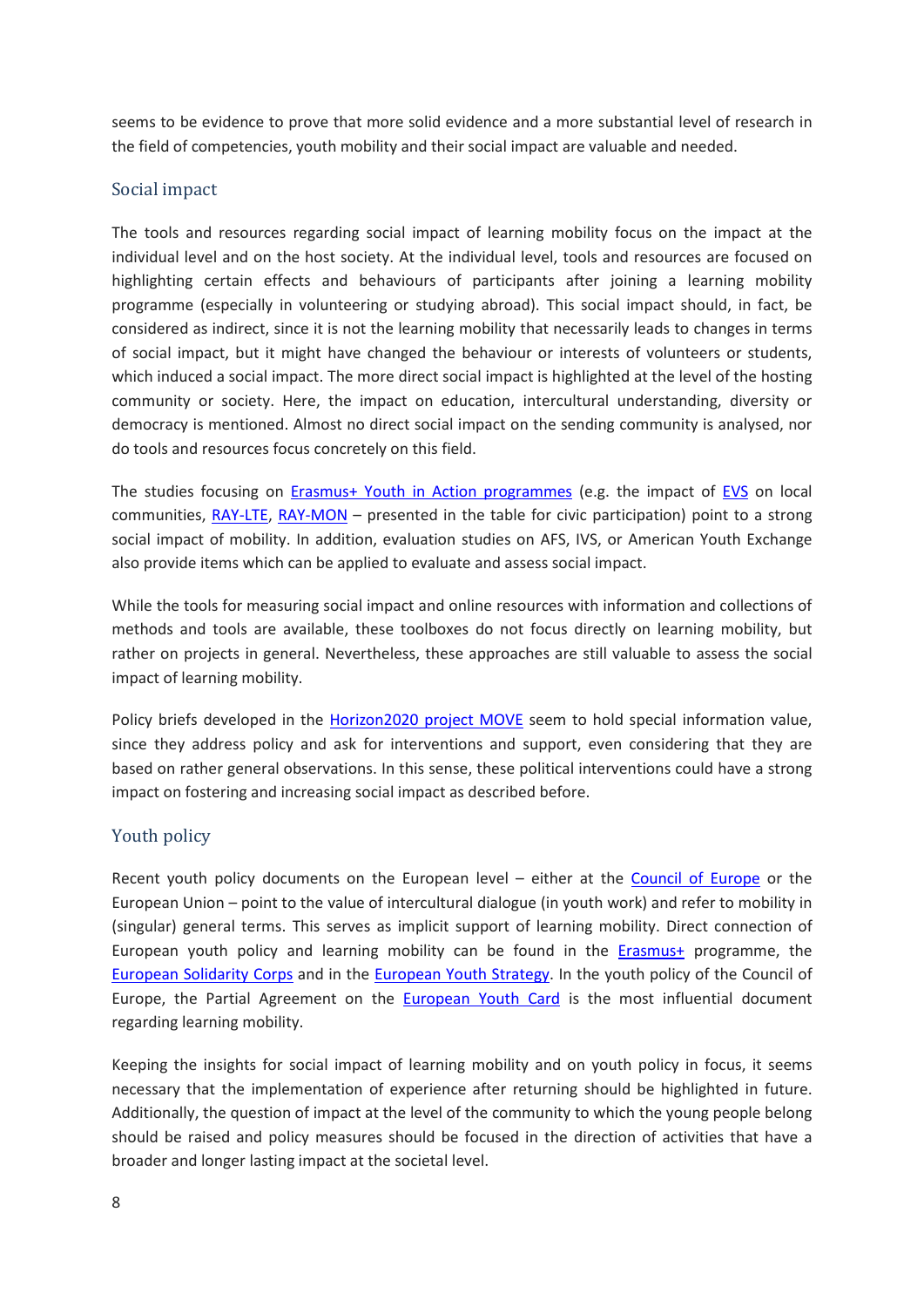seems to be evidence to prove that more solid evidence and a more substantial level of research in the field of competencies, youth mobility and their social impact are valuable and needed.

## Social impact

The tools and resources regarding social impact of learning mobility focus on the impact at the individual level and on the host society. At the individual level, tools and resources are focused on highlighting certain effects and behaviours of participants after joining a learning mobility programme (especially in volunteering or studying abroad). This social impact should, in fact, be considered as indirect, since it is not the learning mobility that necessarily leads to changes in terms of social impact, but it might have changed the behaviour or interests of volunteers or students, which induced a social impact. The more direct social impact is highlighted at the level of the hosting community or society. Here, the impact on education, intercultural understanding, diversity or democracy is mentioned. Almost no direct social impact on the sending community is analysed, nor do tools and resources focus concretely on this field.

The studies focusing on Erasmus+ Youth in Action programmes (e.g. the impact of EVS on local communities, RAY-LTE, RAY-MON – presented in the table for civic participation) point to a strong social impact of mobility. In addition, evaluation studies on AFS, IVS, or American Youth Exchange also provide items which can be applied to evaluate and assess social impact.

While the tools for measuring social impact and online resources with information and collections of methods and tools are available, these toolboxes do not focus directly on learning mobility, but rather on projects in general. Nevertheless, these approaches are still valuable to assess the social impact of learning mobility.

Policy briefs developed in the Horizon2020 project MOVE seem to hold special information value, since they address policy and ask for interventions and support, even considering that they are based on rather general observations. In this sense, these political interventions could have a strong impact on fostering and increasing social impact as described before.

## Youth policy

Recent youth policy documents on the European level – either at the Council of Europe or the European Union – point to the value of intercultural dialogue (in youth work) and refer to mobility in (singular) general terms. This serves as implicit support of learning mobility. Direct connection of European youth policy and learning mobility can be found in the Erasmus+ programme, the European Solidarity Corps and in the European Youth Strategy. In the youth policy of the Council of Europe, the Partial Agreement on the European Youth Card is the most influential document regarding learning mobility.

Keeping the insights for social impact of learning mobility and on youth policy in focus, it seems necessary that the implementation of experience after returning should be highlighted in future. Additionally, the question of impact at the level of the community to which the young people belong should be raised and policy measures should be focused in the direction of activities that have a broader and longer lasting impact at the societal level.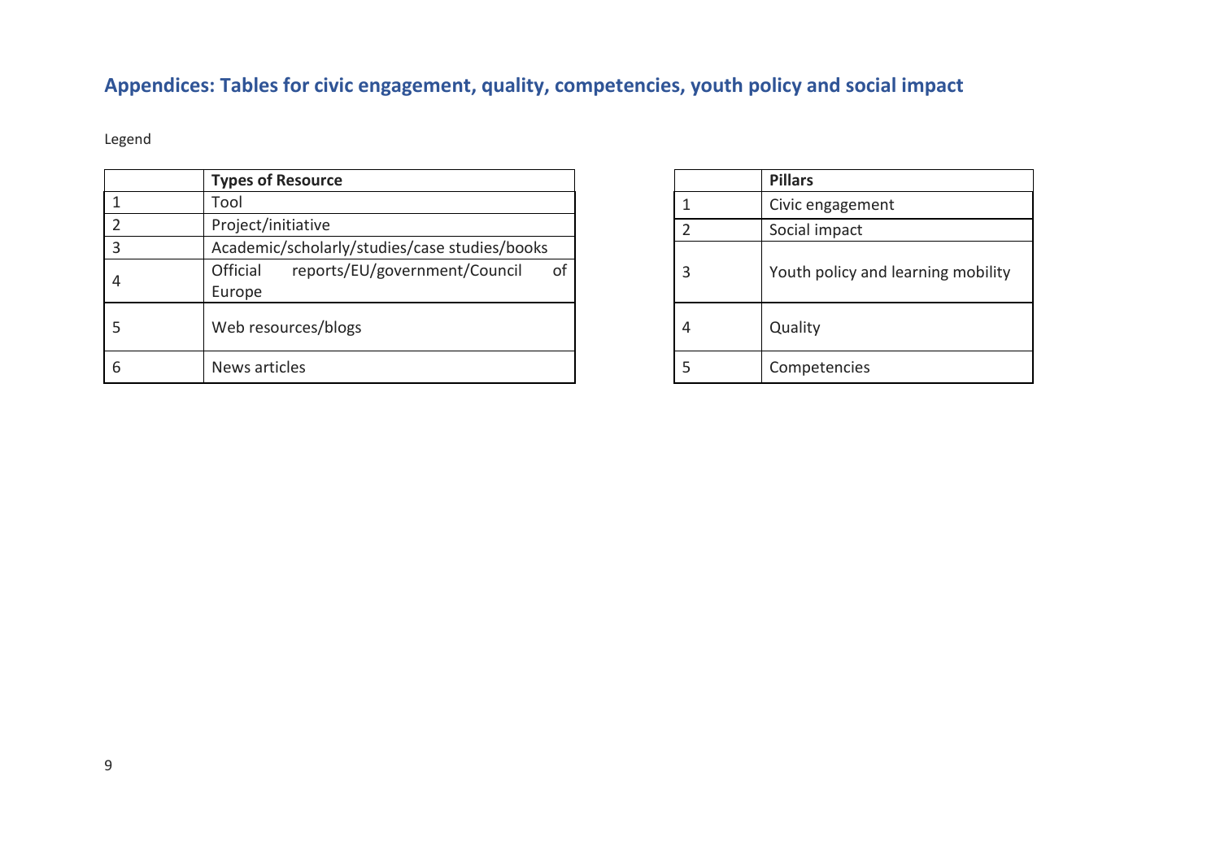## Appendices: Tables for civic engagement, quality, competencies, youth policy and social impact

Legend

| | Types of Resource |
|---|---|
| 1 | Tool |
| 2 | Project/initiative |
| 3 | Academic/scholarly/studies/case studies/books |
| 4 | Official reports/EU/government/Council of Europe |
| 5 | Web resources/blogs |
| 6 | News articles |

| | Pillars |
|---|---|
| 1 | Civic engagement |
| 2 | Social impact |
| 3 | Youth policy and learning mobility |
| 4 | Quality |
| 5 | Competencies |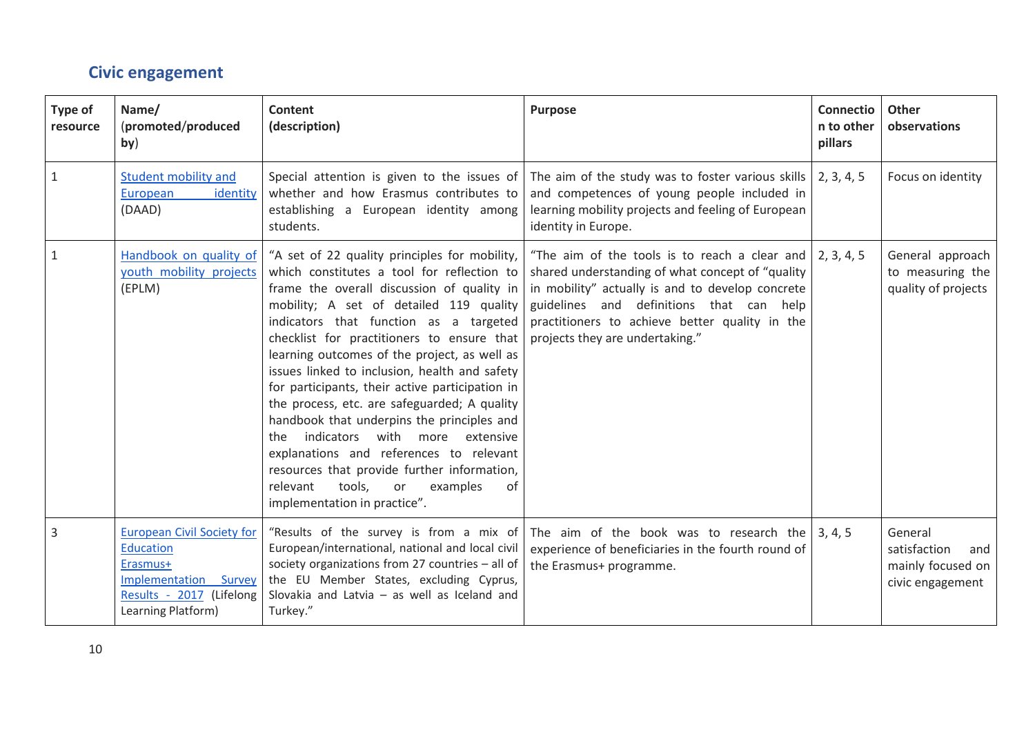## Civic engagement

| Type of resource | Name/ (promoted/produced by) | Content (description) | Purpose | Connection to other pillars | Other observations |
|---|---|---|---|---|---|
| 1 | Student mobility and European identity (DAAD) | Special attention is given to the issues of whether and how Erasmus contributes to establishing a European identity among students. | The aim of the study was to foster various skills and competences of young people included in learning mobility projects and feeling of European identity in Europe. | 2, 3, 4, 5 | Focus on identity |
| 1 | Handbook on quality of youth mobility projects (EPLM) | "A set of 22 quality principles for mobility, which constitutes a tool for reflection to frame the overall discussion of quality in mobility; A set of detailed 119 quality indicators that function as a targeted checklist for practitioners to ensure that learning outcomes of the project, as well as issues linked to inclusion, health and safety for participants, their active participation in the process, etc. are safeguarded; A quality handbook that underpins the principles and the indicators with more extensive explanations and references to relevant resources that provide further information, relevant tools, or examples of implementation in practice". | "The aim of the tools is to reach a clear and shared understanding of what concept of "quality in mobility" actually is and to develop concrete guidelines and definitions that can help practitioners to achieve better quality in the projects they are undertaking." | 2, 3, 4, 5 | General approach to measuring the quality of projects |
| 3 | European Civil Society for Education Erasmus+ Implementation Survey Results - 2017 (Lifelong Learning Platform) | "Results of the survey is from a mix of European/international, national and local civil society organizations from 27 countries – all of the EU Member States, excluding Cyprus, Slovakia and Latvia – as well as Iceland and Turkey." | The aim of the book was to research the experience of beneficiaries in the fourth round of the Erasmus+ programme. | 3, 4, 5 | General satisfaction and mainly focused on civic engagement |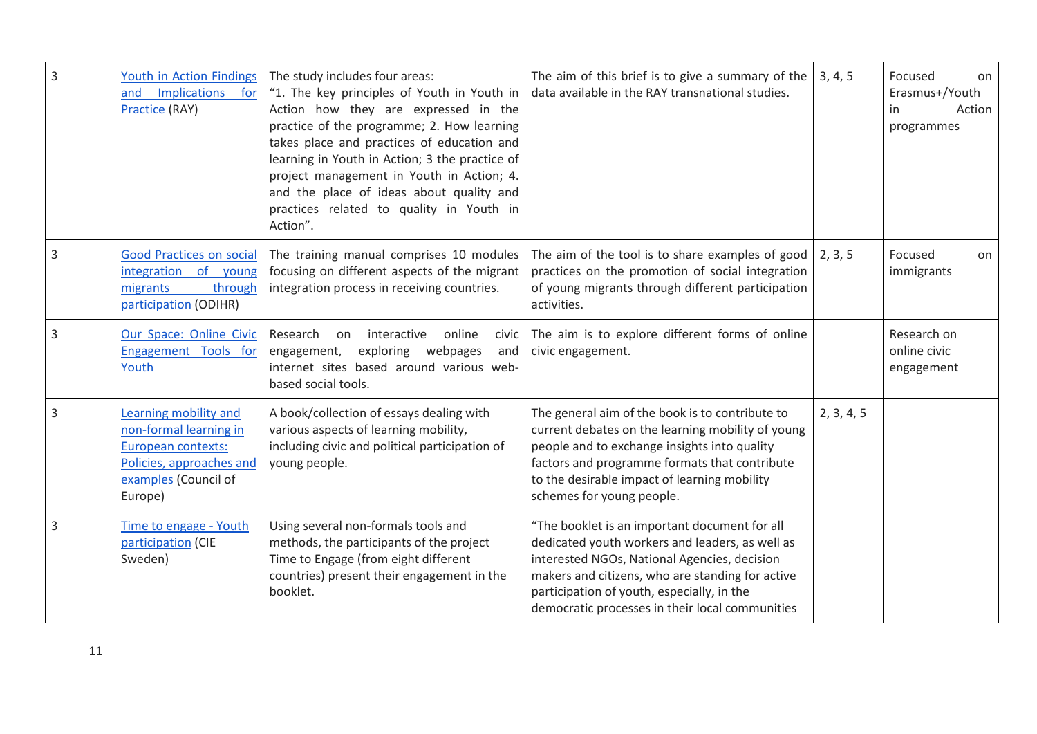| 3 | [Youth in Action Findings and Implications for Practice] (RAY) | The study includes four areas: "1. The key principles of Youth in Youth in Action how they are expressed in the practice of the programme; 2. How learning takes place and practices of education and learning in Youth in Action; 3 the practice of project management in Youth in Action; 4. and the place of ideas about quality and practices related to quality in Youth in Action". | The aim of this brief is to give a summary of the data available in the RAY transnational studies. | 3, 4, 5 | Focused on Erasmus+/Youth in Action programmes |
|---|---|---|---|---|---|
| 3 | Good Practices on social integration of young migrants through participation (ODIHR) | The training manual comprises 10 modules focusing on different aspects of the migrant integration process in receiving countries. | The aim of the tool is to share examples of good practices on the promotion of social integration of young migrants through different participation activities. | 2, 3, 5 | Focused on immigrants |
| 3 | Our Space: Online Civic Engagement Tools for Youth | Research on interactive online civic engagement, exploring webpages and internet sites based around various web-based social tools. | The aim is to explore different forms of online civic engagement. | | Research on online civic engagement |
| 3 | Learning mobility and non-formal learning in European contexts: Policies, approaches and examples (Council of Europe) | A book/collection of essays dealing with various aspects of learning mobility, including civic and political participation of young people. | The general aim of the book is to contribute to current debates on the learning mobility of young people and to exchange insights into quality factors and programme formats that contribute to the desirable impact of learning mobility schemes for young people. | 2, 3, 4, 5 | |
| 3 | Time to engage - Youth participation (CIE Sweden) | Using several non-formals tools and methods, the participants of the project Time to Engage (from eight different countries) present their engagement in the booklet. | "The booklet is an important document for all dedicated youth workers and leaders, as well as interested NGOs, National Agencies, decision makers and citizens, who are standing for active participation of youth, especially, in the democratic processes in their local communities | | |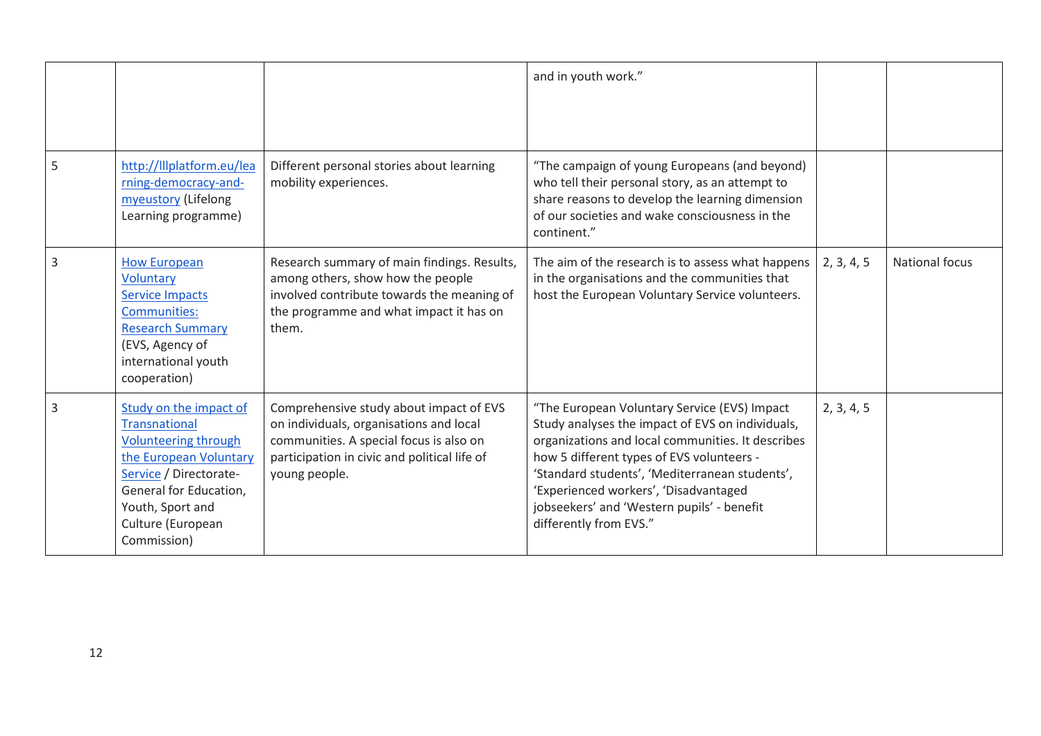| | | | | | |
|---|---|---|---|---|---|
| | | | and in youth work." | | |
| 5 | http://lllplatform.eu/learning-democracy-and-myeustory (Lifelong Learning programme) | Different personal stories about learning mobility experiences. | "The campaign of young Europeans (and beyond) who tell their personal story, as an attempt to share reasons to develop the learning dimension of our societies and wake consciousness in the continent." | | |
| 3 | How European Voluntary Service Impacts Communities: Research Summary (EVS, Agency of international youth cooperation) | Research summary of main findings. Results, among others, show how the people involved contribute towards the meaning of the programme and what impact it has on them. | The aim of the research is to assess what happens in the organisations and the communities that host the European Voluntary Service volunteers. | 2, 3, 4, 5 | National focus |
| 3 | Study on the impact of Transnational Volunteering through the European Voluntary Service / Directorate-General for Education, Youth, Sport and Culture (European Commission) | Comprehensive study about impact of EVS on individuals, organisations and local communities. A special focus is also on participation in civic and political life of young people. | "The European Voluntary Service (EVS) Impact Study analyses the impact of EVS on individuals, organizations and local communities. It describes how 5 different types of EVS volunteers - 'Standard students', 'Mediterranean students', 'Experienced workers', 'Disadvantaged jobseekers' and 'Western pupils' - benefit differently from EVS." | 2, 3, 4, 5 | |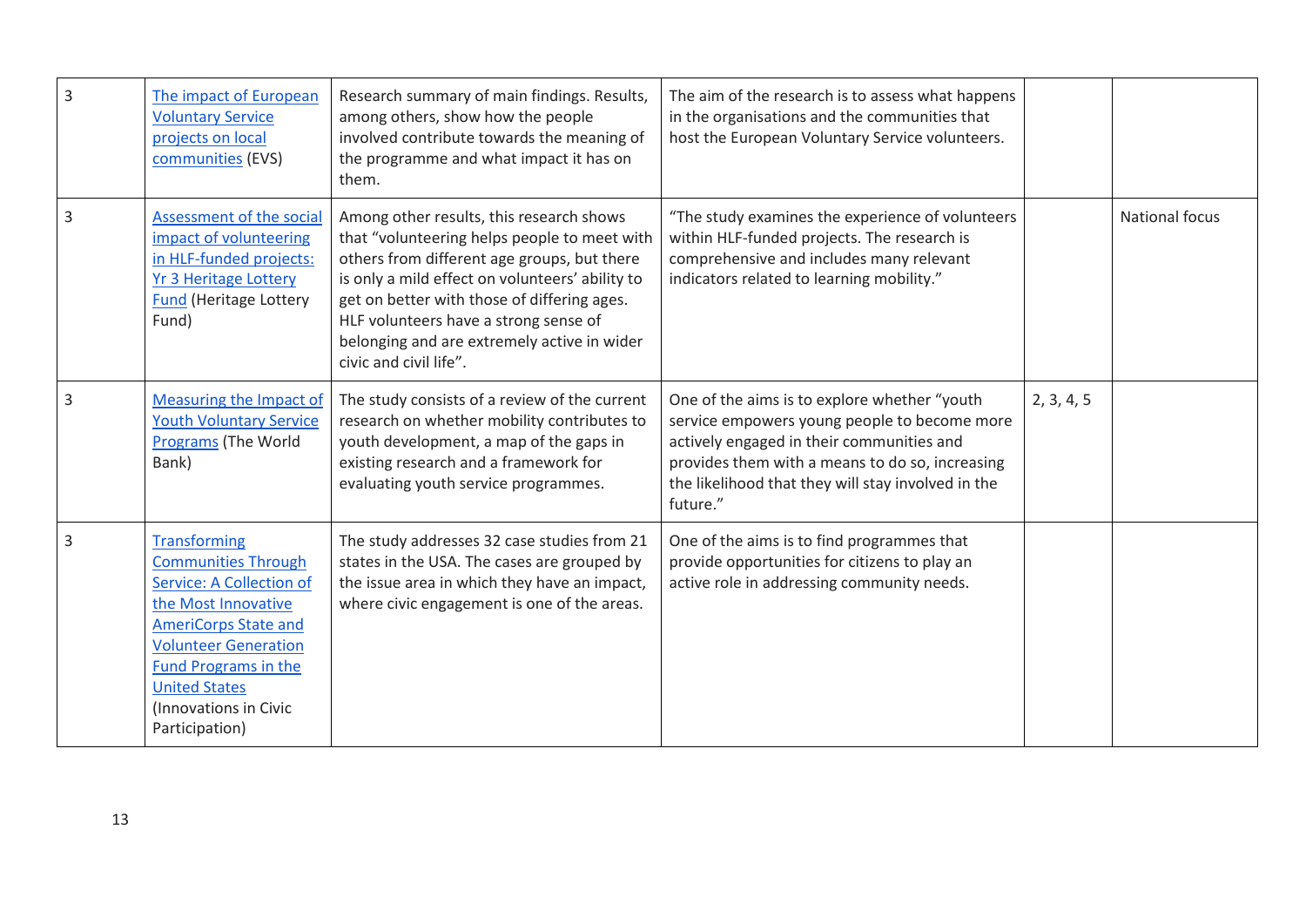| | | | | | |
|---|---|---|---|---|---|
| 3 | The impact of European Voluntary Service projects on local communities (EVS) | Research summary of main findings. Results, among others, show how the people involved contribute towards the meaning of the programme and what impact it has on them. | The aim of the research is to assess what happens in the organisations and the communities that host the European Voluntary Service volunteers. | | |
| 3 | Assessment of the social impact of volunteering in HLF-funded projects: Yr 3 Heritage Lottery Fund (Heritage Lottery Fund) | Among other results, this research shows that "volunteering helps people to meet with others from different age groups, but there is only a mild effect on volunteers' ability to get on better with those of differing ages. HLF volunteers have a strong sense of belonging and are extremely active in wider civic and civil life". | "The study examines the experience of volunteers within HLF-funded projects. The research is comprehensive and includes many relevant indicators related to learning mobility." | | National focus |
| 3 | Measuring the Impact of Youth Voluntary Service Programs (The World Bank) | The study consists of a review of the current research on whether mobility contributes to youth development, a map of the gaps in existing research and a framework for evaluating youth service programmes. | One of the aims is to explore whether "youth service empowers young people to become more actively engaged in their communities and provides them with a means to do so, increasing the likelihood that they will stay involved in the future." | 2, 3, 4, 5 | |
| 3 | Transforming Communities Through Service: A Collection of the Most Innovative AmeriCorps State and Volunteer Generation Fund Programs in the United States (Innovations in Civic Participation) | The study addresses 32 case studies from 21 states in the USA. The cases are grouped by the issue area in which they have an impact, where civic engagement is one of the areas. | One of the aims is to find programmes that provide opportunities for citizens to play an active role in addressing community needs. | | |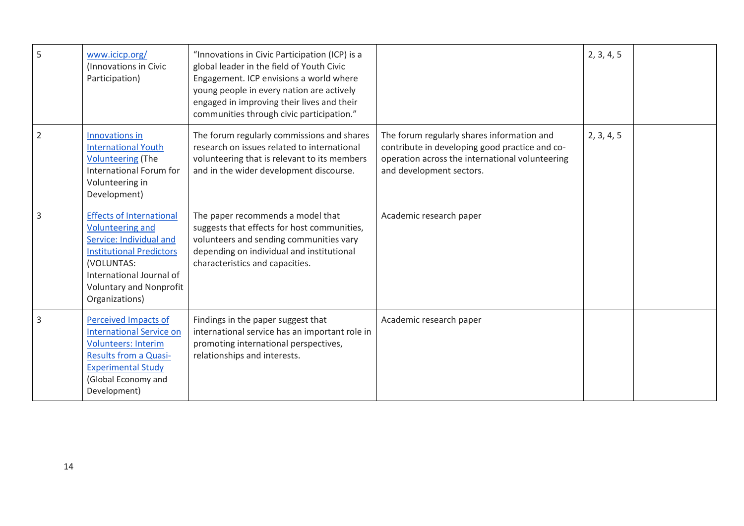| | | | | | |
|---|---|---|---|---|---|
| 5 | www.icicp.org/ (Innovations in Civic Participation) | "Innovations in Civic Participation (ICP) is a global leader in the field of Youth Civic Engagement. ICP envisions a world where young people in every nation are actively engaged in improving their lives and their communities through civic participation." | | 2, 3, 4, 5 | |
| 2 | Innovations in International Youth Volunteering (The International Forum for Volunteering in Development) | The forum regularly commissions and shares research on issues related to international volunteering that is relevant to its members and in the wider development discourse. | The forum regularly shares information and contribute in developing good practice and co-operation across the international volunteering and development sectors. | 2, 3, 4, 5 | |
| 3 | Effects of International Volunteering and Service: Individual and Institutional Predictors (VOLUNTAS: International Journal of Voluntary and Nonprofit Organizations) | The paper recommends a model that suggests that effects for host communities, volunteers and sending communities vary depending on individual and institutional characteristics and capacities. | Academic research paper | | |
| 3 | Perceived Impacts of International Service on Volunteers: Interim Results from a Quasi-Experimental Study (Global Economy and Development) | Findings in the paper suggest that international service has an important role in promoting international perspectives, relationships and interests. | Academic research paper | | |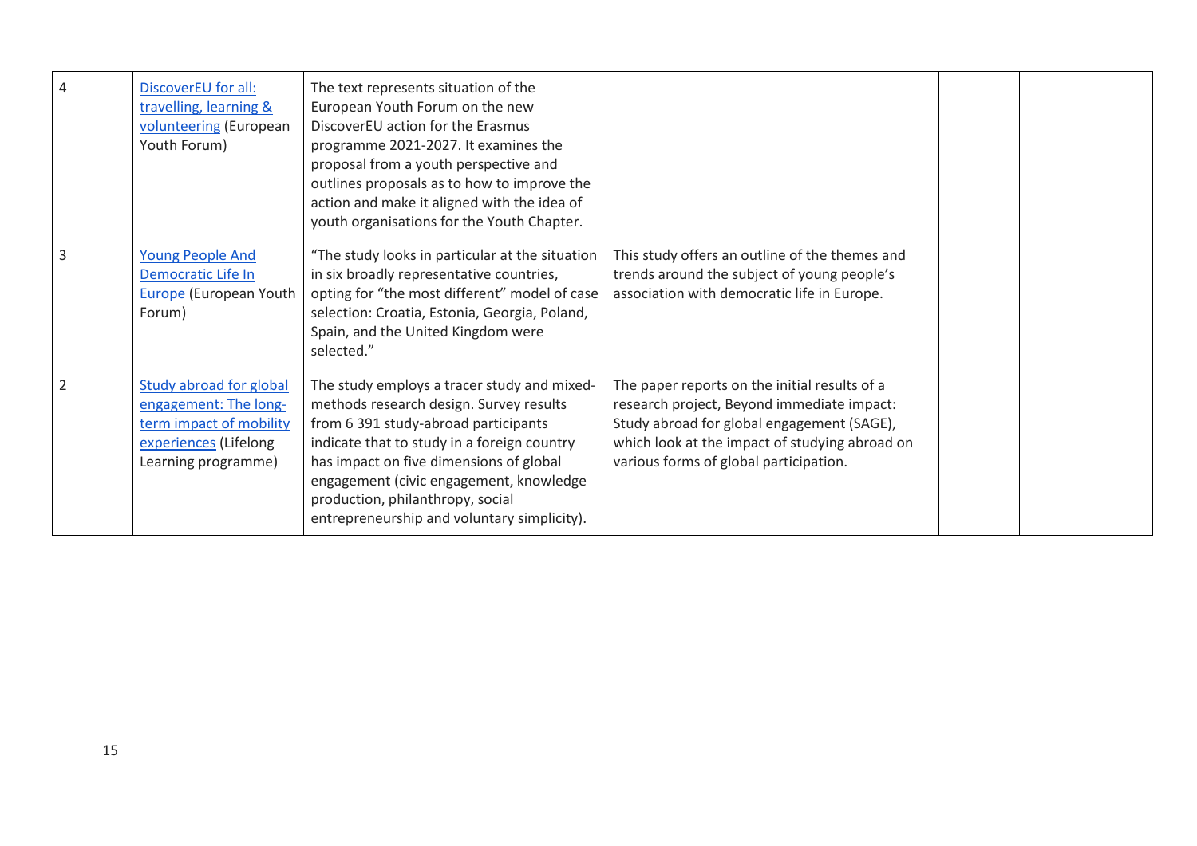| | | | | | |
|---|---|---|---|---|---|
| 4 | DiscoverEU for all: travelling, learning & volunteering (European Youth Forum) | The text represents situation of the European Youth Forum on the new DiscoverEU action for the Erasmus programme 2021-2027. It examines the proposal from a youth perspective and outlines proposals as to how to improve the action and make it aligned with the idea of youth organisations for the Youth Chapter. | | | |
| 3 | Young People And Democratic Life In Europe (European Youth Forum) | "The study looks in particular at the situation in six broadly representative countries, opting for "the most different" model of case selection: Croatia, Estonia, Georgia, Poland, Spain, and the United Kingdom were selected." | This study offers an outline of the themes and trends around the subject of young people's association with democratic life in Europe. | | |
| 2 | Study abroad for global engagement: The long-term impact of mobility experiences (Lifelong Learning programme) | The study employs a tracer study and mixed-methods research design. Survey results from 6 391 study-abroad participants indicate that to study in a foreign country has impact on five dimensions of global engagement (civic engagement, knowledge production, philanthropy, social entrepreneurship and voluntary simplicity). | The paper reports on the initial results of a research project, Beyond immediate impact: Study abroad for global engagement (SAGE), which look at the impact of studying abroad on various forms of global participation. | | |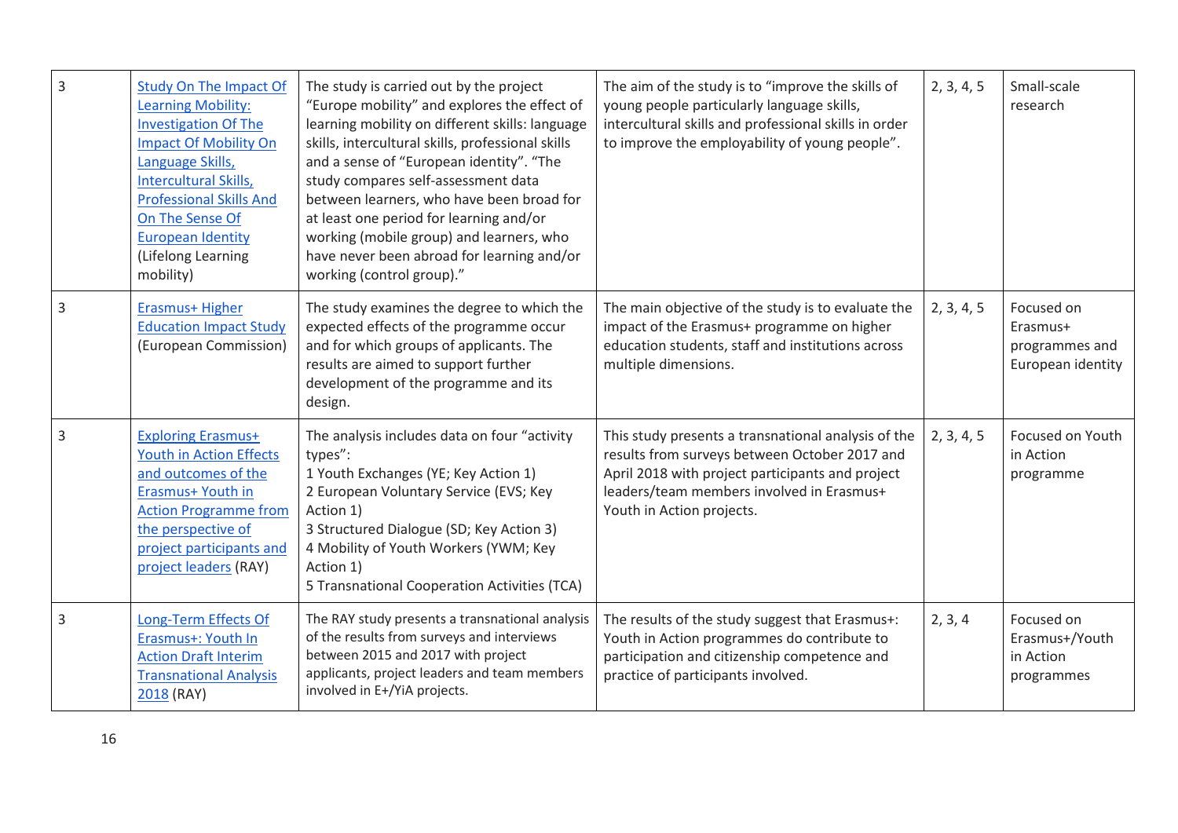| 3 | [Study On The Impact Of Learning Mobility: Investigation Of The Impact Of Mobility On Language Skills, Intercultural Skills, Professional Skills And On The Sense Of European Identity]() (Lifelong Learning mobility) | The study is carried out by the project "Europe mobility" and explores the effect of learning mobility on different skills: language skills, intercultural skills, professional skills and a sense of "European identity". "The study compares self-assessment data between learners, who have been broad for at least one period for learning and/or working (mobile group) and learners, who have never been abroad for learning and/or working (control group)." | The aim of the study is to "improve the skills of young people particularly language skills, intercultural skills and professional skills in order to improve the employability of young people". | 2, 3, 4, 5 | Small-scale research |
|---|---|---|---|---|---|
| 3 | [Erasmus+ Higher Education Impact Study]() (European Commission) | The study examines the degree to which the expected effects of the programme occur and for which groups of applicants. The results are aimed to support further development of the programme and its design. | The main objective of the study is to evaluate the impact of the Erasmus+ programme on higher education students, staff and institutions across multiple dimensions. | 2, 3, 4, 5 | Focused on Erasmus+ programmes and European identity |
| 3 | [Exploring Erasmus+ Youth in Action Effects and outcomes of the Erasmus+ Youth in Action Programme from the perspective of project participants and project leaders]() (RAY) | The analysis includes data on four "activity types":<br>1 Youth Exchanges (YE; Key Action 1)<br>2 European Voluntary Service (EVS; Key Action 1)<br>3 Structured Dialogue (SD; Key Action 3)<br>4 Mobility of Youth Workers (YWM; Key Action 1)<br>5 Transnational Cooperation Activities (TCA) | This study presents a transnational analysis of the results from surveys between October 2017 and April 2018 with project participants and project leaders/team members involved in Erasmus+ Youth in Action projects. | 2, 3, 4, 5 | Focused on Youth in Action programme |
| 3 | [Long-Term Effects Of Erasmus+: Youth In Action Draft Interim Transnational Analysis 2018]() (RAY) | The RAY study presents a transnational analysis of the results from surveys and interviews between 2015 and 2017 with project applicants, project leaders and team members involved in E+/YiA projects. | The results of the study suggest that Erasmus+: Youth in Action programmes do contribute to participation and citizenship competence and practice of participants involved. | 2, 3, 4 | Focused on Erasmus+/Youth in Action programmes |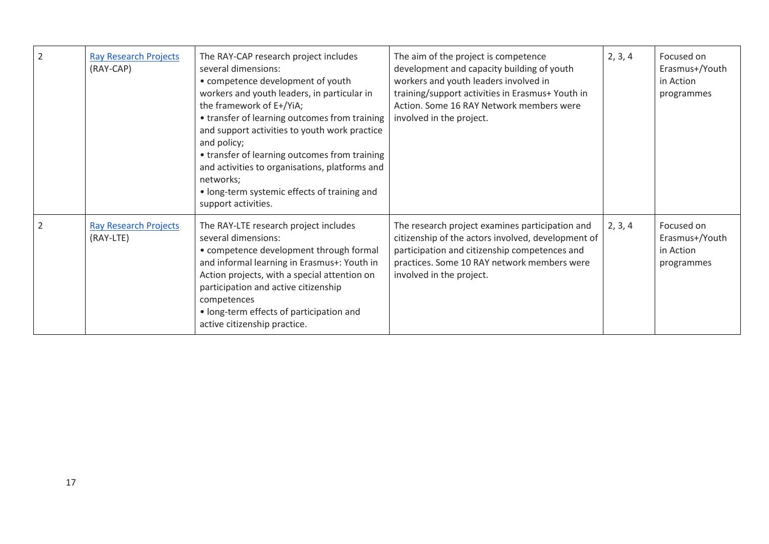| | | | | | |
|---|---|---|---|---|---|
| 2 | Ray Research Projects (RAY-CAP) | The RAY-CAP research project includes several dimensions:<br>• competence development of youth workers and youth leaders, in particular in the framework of E+/YiA;<br>• transfer of learning outcomes from training and support activities to youth work practice and policy;<br>• transfer of learning outcomes from training and activities to organisations, platforms and networks;<br>• long-term systemic effects of training and support activities. | The aim of the project is competence development and capacity building of youth workers and youth leaders involved in training/support activities in Erasmus+ Youth in Action. Some 16 RAY Network members were involved in the project. | 2, 3, 4 | Focused on Erasmus+/Youth in Action programmes |
| 2 | Ray Research Projects (RAY-LTE) | The RAY-LTE research project includes several dimensions:<br>• competence development through formal and informal learning in Erasmus+: Youth in Action projects, with a special attention on participation and active citizenship competences<br>• long-term effects of participation and active citizenship practice. | The research project examines participation and citizenship of the actors involved, development of participation and citizenship competences and practices. Some 10 RAY network members were involved in the project. | 2, 3, 4 | Focused on Erasmus+/Youth in Action programmes |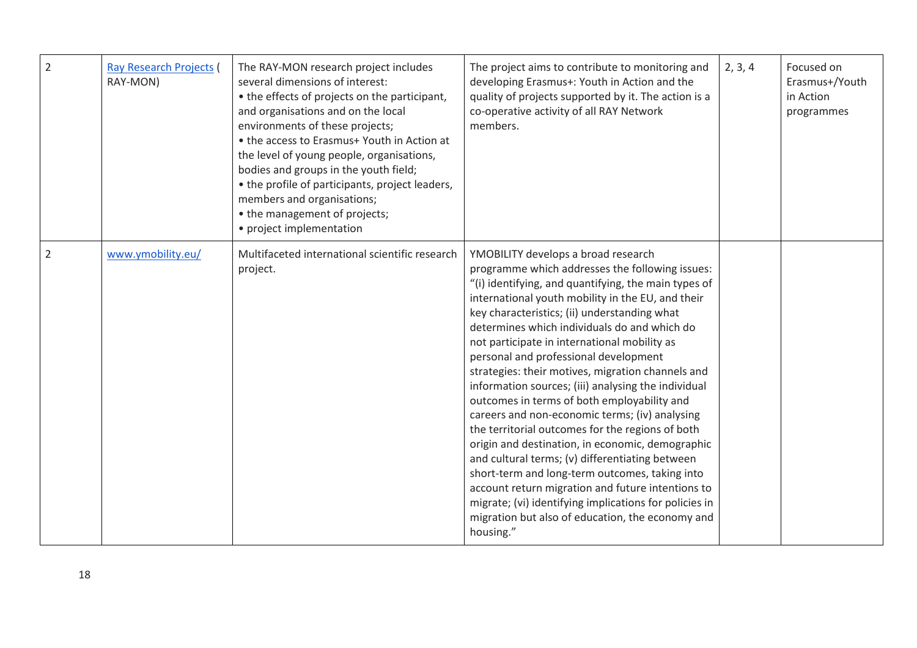| | | | | | |
|---|---|---|---|---|---|
| 2 | Ray Research Projects ( RAY-MON) | The RAY-MON research project includes several dimensions of interest:<br>• the effects of projects on the participant, and organisations and on the local environments of these projects;<br>• the access to Erasmus+ Youth in Action at the level of young people, organisations, bodies and groups in the youth field;<br>• the profile of participants, project leaders, members and organisations;<br>• the management of projects;<br>• project implementation | The project aims to contribute to monitoring and developing Erasmus+: Youth in Action and the quality of projects supported by it. The action is a co-operative activity of all RAY Network members. | 2, 3, 4 | Focused on Erasmus+/Youth in Action programmes |
| 2 | www.ymobility.eu/ | Multifaceted international scientific research project. | YMOBILITY develops a broad research programme which addresses the following issues: "(i) identifying, and quantifying, the main types of international youth mobility in the EU, and their key characteristics; (ii) understanding what determines which individuals do and which do not participate in international mobility as personal and professional development strategies: their motives, migration channels and information sources; (iii) analysing the individual outcomes in terms of both employability and careers and non-economic terms; (iv) analysing the territorial outcomes for the regions of both origin and destination, in economic, demographic and cultural terms; (v) differentiating between short-term and long-term outcomes, taking into account return migration and future intentions to migrate; (vi) identifying implications for policies in migration but also of education, the economy and housing." | | |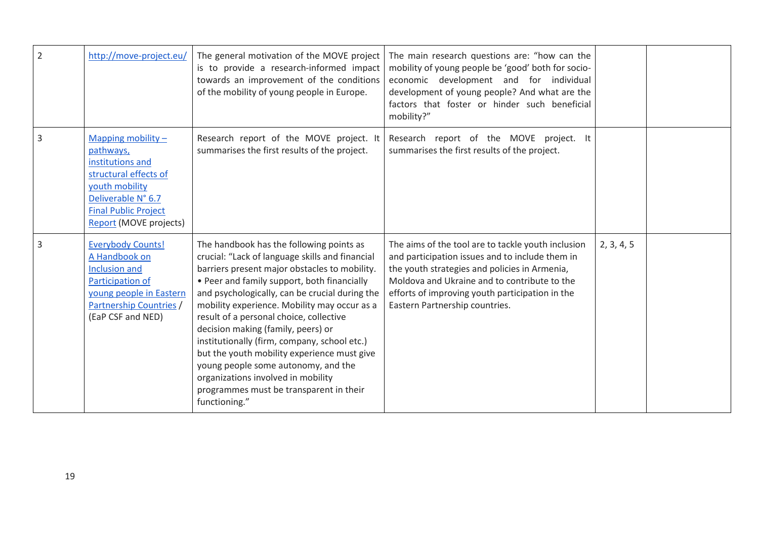| | | | | | |
|---|---|---|---|---|---|
| 2 | http://move-project.eu/ | The general motivation of the MOVE project is to provide a research-informed impact towards an improvement of the conditions of the mobility of young people in Europe. | The main research questions are: "how can the mobility of young people be 'good' both for socio-economic development and for individual development of young people? And what are the factors that foster or hinder such beneficial mobility?" | | |
| 3 | Mapping mobility – pathways, institutions and structural effects of youth mobility Deliverable N° 6.7 Final Public Project Report (MOVE projects) | Research report of the MOVE project. It summarises the first results of the project. | Research report of the MOVE project. It summarises the first results of the project. | | |
| 3 | Everybody Counts! A Handbook on Inclusion and Participation of young people in Eastern Partnership Countries / (EaP CSF and NED) | The handbook has the following points as crucial: "Lack of language skills and financial barriers present major obstacles to mobility. • Peer and family support, both financially and psychologically, can be crucial during the mobility experience. Mobility may occur as a result of a personal choice, collective decision making (family, peers) or institutionally (firm, company, school etc.) but the youth mobility experience must give young people some autonomy, and the organizations involved in mobility programmes must be transparent in their functioning." | The aims of the tool are to tackle youth inclusion and participation issues and to include them in the youth strategies and policies in Armenia, Moldova and Ukraine and to contribute to the efforts of improving youth participation in the Eastern Partnership countries. | 2, 3, 4, 5 | |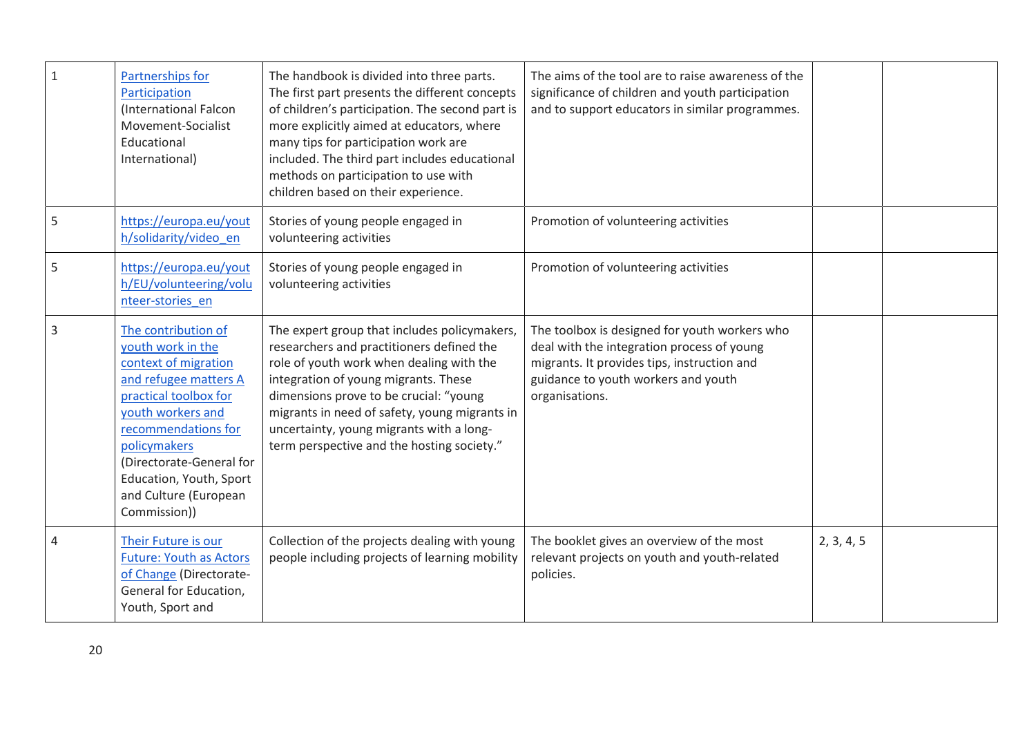| | | | | | |
|---|---|---|---|---|---|
| 1 | Partnerships for Participation (International Falcon Movement-Socialist Educational International) | The handbook is divided into three parts. The first part presents the different concepts of children's participation. The second part is more explicitly aimed at educators, where many tips for participation work are included. The third part includes educational methods on participation to use with children based on their experience. | The aims of the tool are to raise awareness of the significance of children and youth participation and to support educators in similar programmes. | | |
| 5 | https://europa.eu/youth/solidarity/video_en | Stories of young people engaged in volunteering activities | Promotion of volunteering activities | | |
| 5 | https://europa.eu/youth/EU/volunteering/volunteer-stories_en | Stories of young people engaged in volunteering activities | Promotion of volunteering activities | | |
| 3 | The contribution of youth work in the context of migration and refugee matters A practical toolbox for youth workers and recommendations for policymakers (Directorate-General for Education, Youth, Sport and Culture (European Commission)) | The expert group that includes policymakers, researchers and practitioners defined the role of youth work when dealing with the integration of young migrants. These dimensions prove to be crucial: "young migrants in need of safety, young migrants in uncertainty, young migrants with a long-term perspective and the hosting society." | The toolbox is designed for youth workers who deal with the integration process of young migrants. It provides tips, instruction and guidance to youth workers and youth organisations. | | |
| 4 | Their Future is our Future: Youth as Actors of Change (Directorate-General for Education, Youth, Sport and | Collection of the projects dealing with young people including projects of learning mobility | The booklet gives an overview of the most relevant projects on youth and youth-related policies. | 2, 3, 4, 5 | |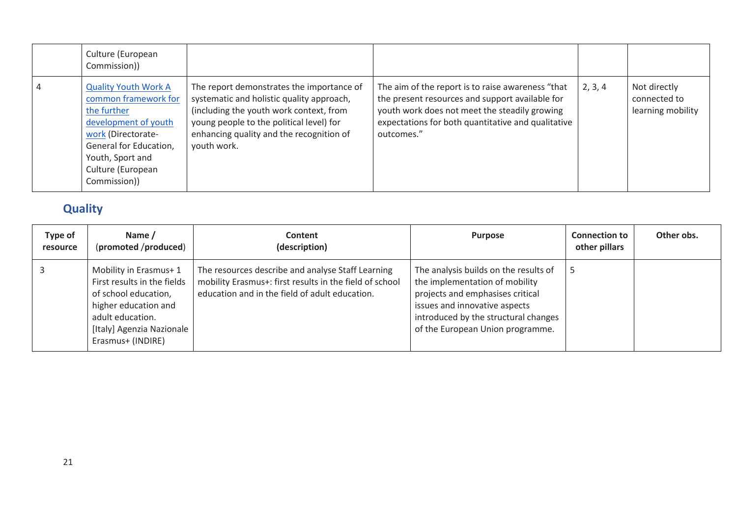| | | | | | |
|---|---|---|---|---|---|
| | Culture (European Commission)) | | | | |
| 4 | [Quality Youth Work A common framework for the further development of youth work](#) (Directorate-General for Education, Youth, Sport and Culture (European Commission)) | The report demonstrates the importance of systematic and holistic quality approach, (including the youth work context, from young people to the political level) for enhancing quality and the recognition of youth work. | The aim of the report is to raise awareness "that the present resources and support available for youth work does not meet the steadily growing expectations for both quantitative and qualitative outcomes." | 2, 3, 4 | Not directly connected to learning mobility |

## Quality

| Type of resource | Name / (promoted /produced) | Content (description) | Purpose | Connection to other pillars | Other obs. |
|---|---|---|---|---|---|
| 3 | Mobility in Erasmus+ 1 First results in the fields of school education, higher education and adult education. [Italy] Agenzia Nazionale Erasmus+ (INDIRE) | The resources describe and analyse Staff Learning mobility Erasmus+: first results in the field of school education and in the field of adult education. | The analysis builds on the results of the implementation of mobility projects and emphasises critical issues and innovative aspects introduced by the structural changes of the European Union programme. | 5 | |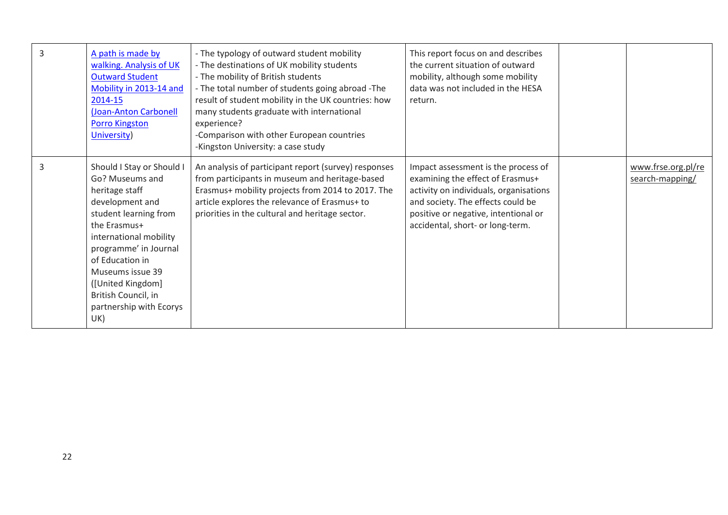| | | | | | |
|---|---|---|---|---|---|
| 3 | A path is made by walking. Analysis of UK Outward Student Mobility in 2013-14 and 2014-15 (Joan-Anton Carbonell Porro Kingston University) | - The typology of outward student mobility<br>- The destinations of UK mobility students<br>- The mobility of British students<br>- The total number of students going abroad -The result of student mobility in the UK countries: how many students graduate with international experience?<br>-Comparison with other European countries<br>-Kingston University: a case study | This report focus on and describes the current situation of outward mobility, although some mobility data was not included in the HESA return. | | |
| 3 | Should I Stay or Should I Go? Museums and heritage staff development and student learning from the Erasmus+ international mobility programme' in Journal of Education in Museums issue 39 ([United Kingdom] British Council, in partnership with Ecorys UK) | An analysis of participant report (survey) responses from participants in museum and heritage-based Erasmus+ mobility projects from 2014 to 2017. The article explores the relevance of Erasmus+ to priorities in the cultural and heritage sector. | Impact assessment is the process of examining the effect of Erasmus+ activity on individuals, organisations and society. The effects could be positive or negative, intentional or accidental, short- or long-term. | | www.frse.org.pl/research-mapping/ |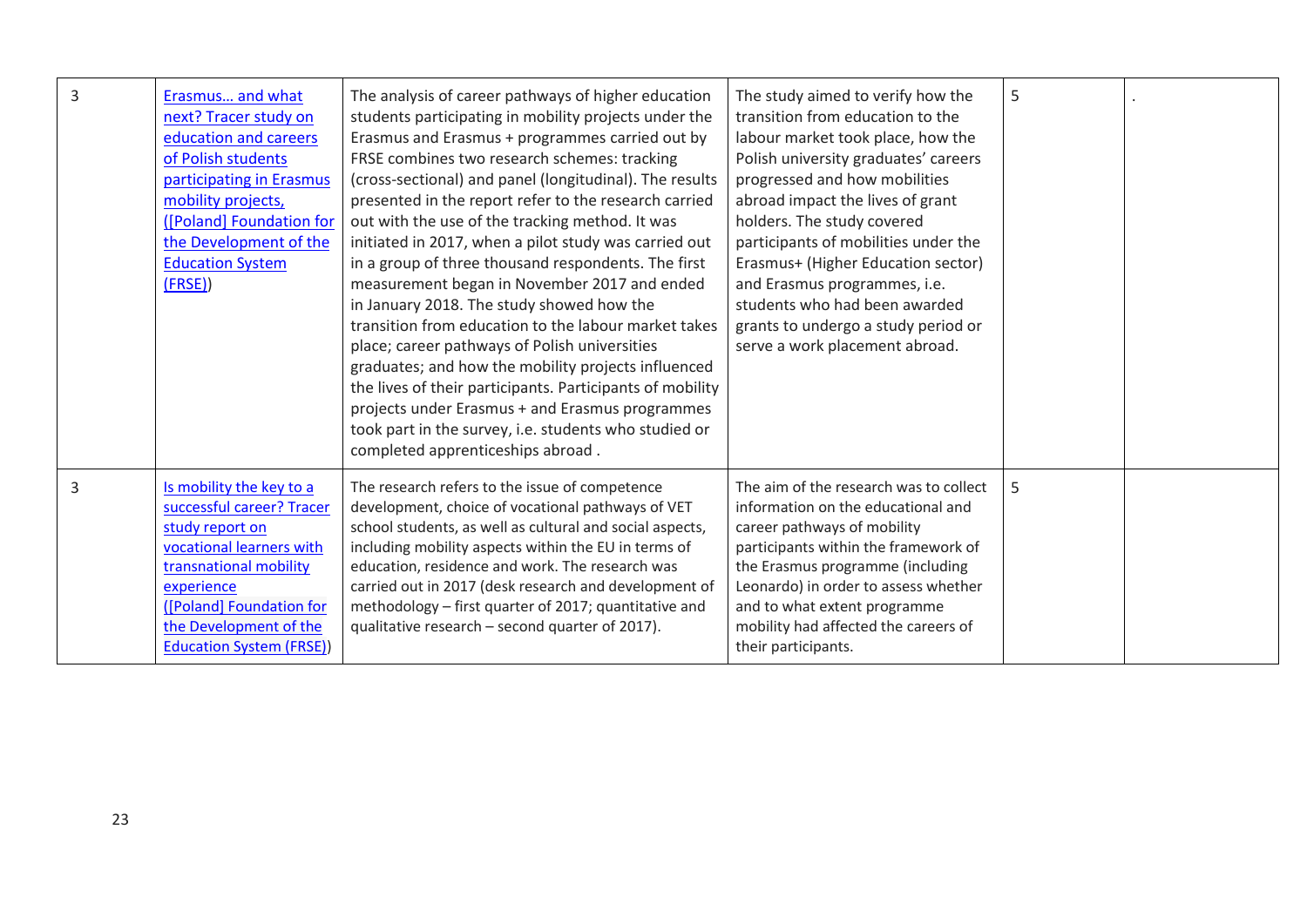| 3 | Erasmus… and what next? Tracer study on education and careers of Polish students participating in Erasmus mobility projects, ([Poland] Foundation for the Development of the Education System (FRSE)) | The analysis of career pathways of higher education students participating in mobility projects under the Erasmus and Erasmus + programmes carried out by FRSE combines two research schemes: tracking (cross-sectional) and panel (longitudinal). The results presented in the report refer to the research carried out with the use of the tracking method. It was initiated in 2017, when a pilot study was carried out in a group of three thousand respondents. The first measurement began in November 2017 and ended in January 2018. The study showed how the transition from education to the labour market takes place; career pathways of Polish universities graduates; and how the mobility projects influenced the lives of their participants. Participants of mobility projects under Erasmus + and Erasmus programmes took part in the survey, i.e. students who studied or completed apprenticeships abroad . | The study aimed to verify how the transition from education to the labour market took place, how the Polish university graduates' careers progressed and how mobilities abroad impact the lives of grant holders. The study covered participants of mobilities under the Erasmus+ (Higher Education sector) and Erasmus programmes, i.e. students who had been awarded grants to undergo a study period or serve a work placement abroad. | 5 | . |
|---|---|---|---|---|---|
| 3 | Is mobility the key to a successful career? Tracer study report on vocational learners with transnational mobility experience ([Poland] Foundation for the Development of the Education System (FRSE)) | The research refers to the issue of competence development, choice of vocational pathways of VET school students, as well as cultural and social aspects, including mobility aspects within the EU in terms of education, residence and work. The research was carried out in 2017 (desk research and development of methodology – first quarter of 2017; quantitative and qualitative research – second quarter of 2017). | The aim of the research was to collect information on the educational and career pathways of mobility participants within the framework of the Erasmus programme (including Leonardo) in order to assess whether and to what extent programme mobility had affected the careers of their participants. | 5 | |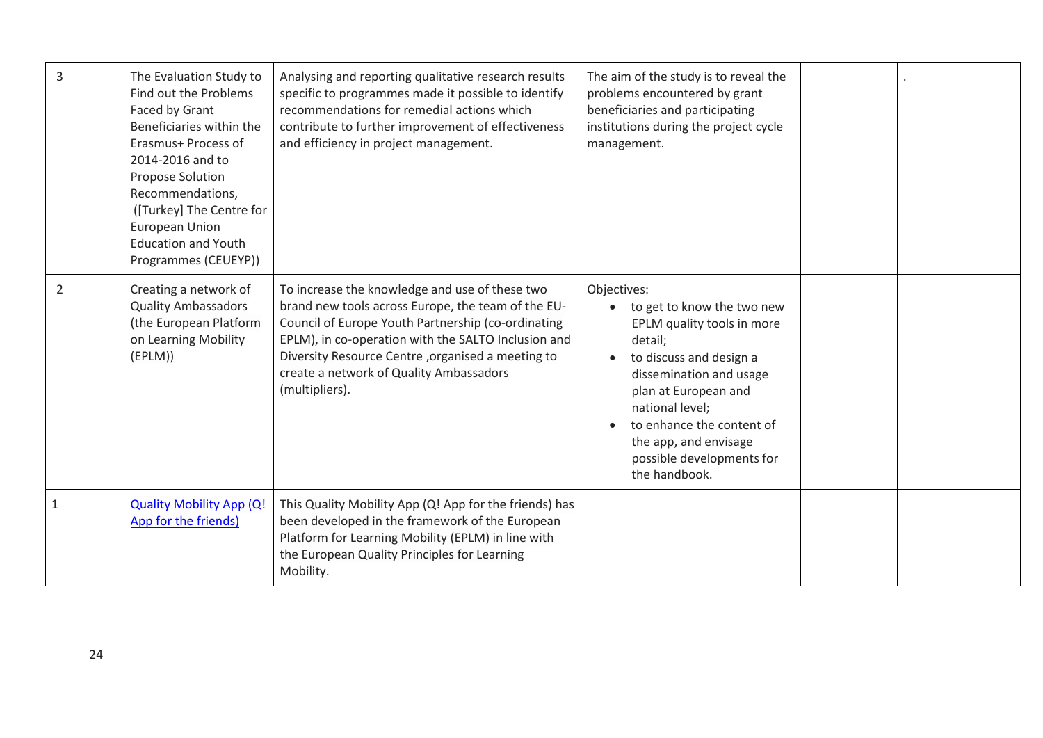| | | | | | |
|---|---|---|---|---|---|
| 3 | The Evaluation Study to Find out the Problems Faced by Grant Beneficiaries within the Erasmus+ Process of 2014-2016 and to Propose Solution Recommendations, ([Turkey] The Centre for European Union Education and Youth Programmes (CEUEYP)) | Analysing and reporting qualitative research results specific to programmes made it possible to identify recommendations for remedial actions which contribute to further improvement of effectiveness and efficiency in project management. | The aim of the study is to reveal the problems encountered by grant beneficiaries and participating institutions during the project cycle management. | | . |
| 2 | Creating a network of Quality Ambassadors (the European Platform on Learning Mobility (EPLM)) | To increase the knowledge and use of these two brand new tools across Europe, the team of the EU-Council of Europe Youth Partnership (co-ordinating EPLM), in co-operation with the SALTO Inclusion and Diversity Resource Centre ,organised a meeting to create a network of Quality Ambassadors (multipliers). | Objectives: <br>• to get to know the two new EPLM quality tools in more detail; <br>• to discuss and design a dissemination and usage plan at European and national level; <br>• to enhance the content of the app, and envisage possible developments for the handbook. | | |
| 1 | Quality Mobility App (Q! App for the friends) | This Quality Mobility App (Q! App for the friends) has been developed in the framework of the European Platform for Learning Mobility (EPLM) in line with the European Quality Principles for Learning Mobility. | | | |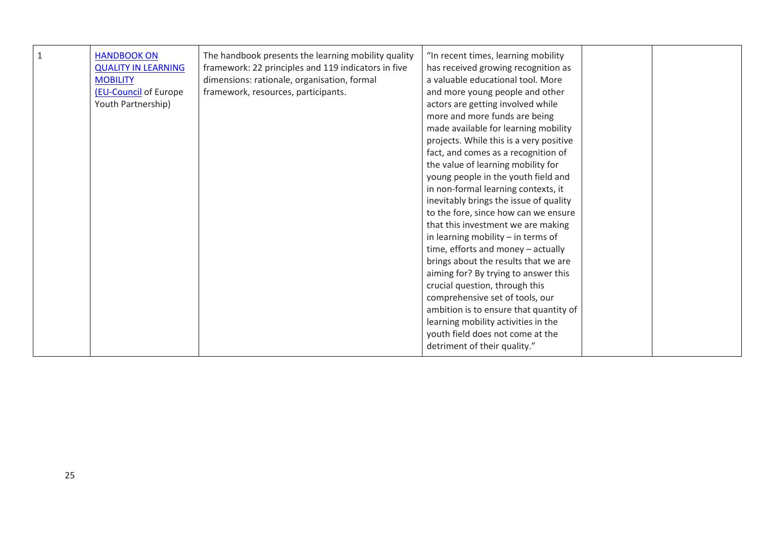| 1 | HANDBOOK ON QUALITY IN LEARNING MOBILITY (EU-Council of Europe Youth Partnership) | The handbook presents the learning mobility quality framework: 22 principles and 119 indicators in five dimensions: rationale, organisation, formal framework, resources, participants. | "In recent times, learning mobility has received growing recognition as a valuable educational tool. More and more young people and other actors are getting involved while more and more funds are being made available for learning mobility projects. While this is a very positive fact, and comes as a recognition of the value of learning mobility for young people in the youth field and in non-formal learning contexts, it inevitably brings the issue of quality to the fore, since how can we ensure that this investment we are making in learning mobility – in terms of time, efforts and money – actually brings about the results that we are aiming for? By trying to answer this crucial question, through this comprehensive set of tools, our ambition is to ensure that quantity of learning mobility activities in the youth field does not come at the detriment of their quality." | | |
|---|---|---|---|---|---|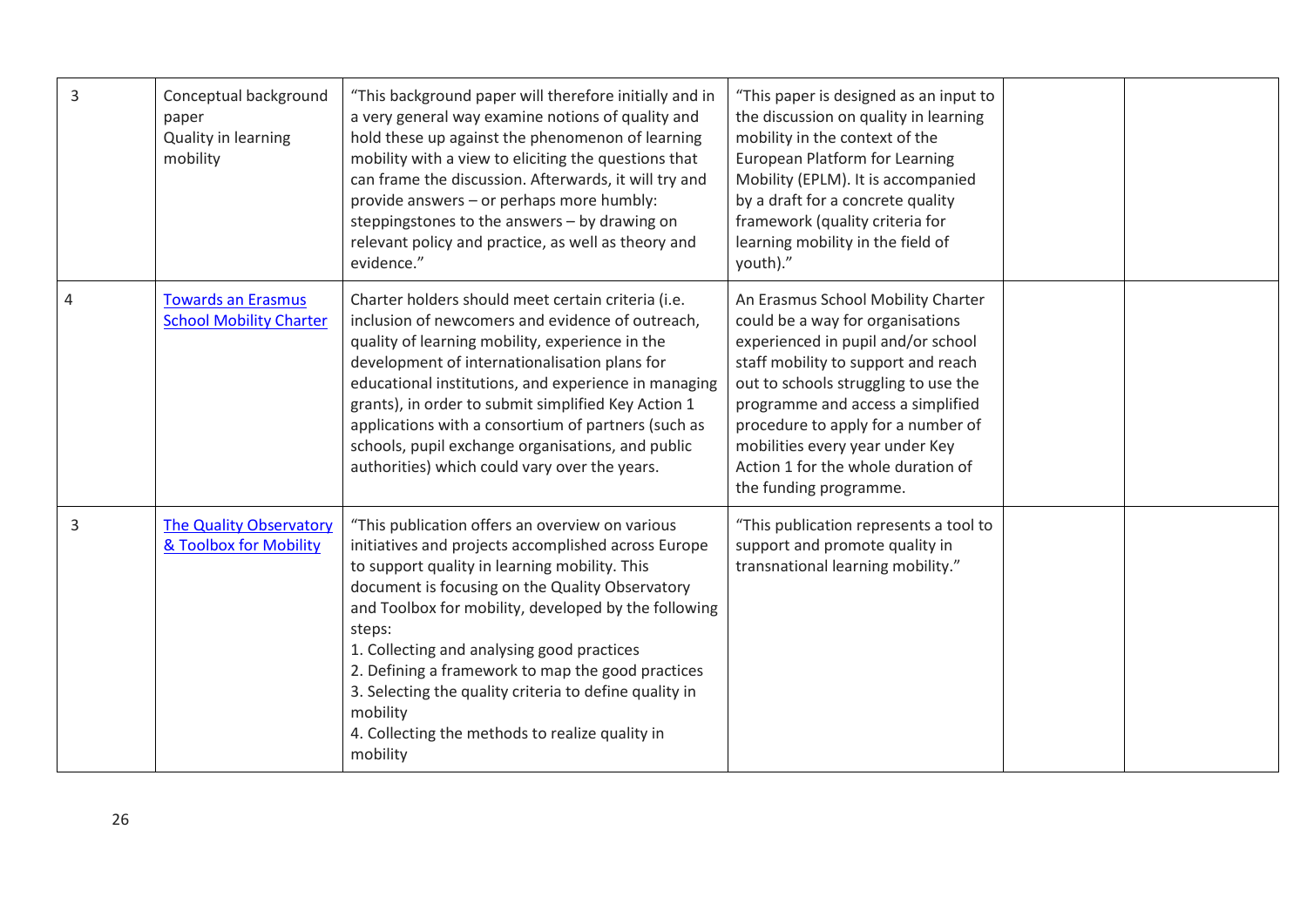| | | | | | |
|---|---|---|---|---|---|
| 3 | Conceptual background paper Quality in learning mobility | "This background paper will therefore initially and in a very general way examine notions of quality and hold these up against the phenomenon of learning mobility with a view to eliciting the questions that can frame the discussion. Afterwards, it will try and provide answers – or perhaps more humbly: steppingstones to the answers – by drawing on relevant policy and practice, as well as theory and evidence." | "This paper is designed as an input to the discussion on quality in learning mobility in the context of the European Platform for Learning Mobility (EPLM). It is accompanied by a draft for a concrete quality framework (quality criteria for learning mobility in the field of youth)." | | |
| 4 | Towards an Erasmus School Mobility Charter | Charter holders should meet certain criteria (i.e. inclusion of newcomers and evidence of outreach, quality of learning mobility, experience in the development of internationalisation plans for educational institutions, and experience in managing grants), in order to submit simplified Key Action 1 applications with a consortium of partners (such as schools, pupil exchange organisations, and public authorities) which could vary over the years. | An Erasmus School Mobility Charter could be a way for organisations experienced in pupil and/or school staff mobility to support and reach out to schools struggling to use the programme and access a simplified procedure to apply for a number of mobilities every year under Key Action 1 for the whole duration of the funding programme. | | |
| 3 | The Quality Observatory & Toolbox for Mobility | "This publication offers an overview on various initiatives and projects accomplished across Europe to support quality in learning mobility. This document is focusing on the Quality Observatory and Toolbox for mobility, developed by the following steps:<br>1. Collecting and analysing good practices<br>2. Defining a framework to map the good practices<br>3. Selecting the quality criteria to define quality in mobility<br>4. Collecting the methods to realize quality in mobility | "This publication represents a tool to support and promote quality in transnational learning mobility." | | |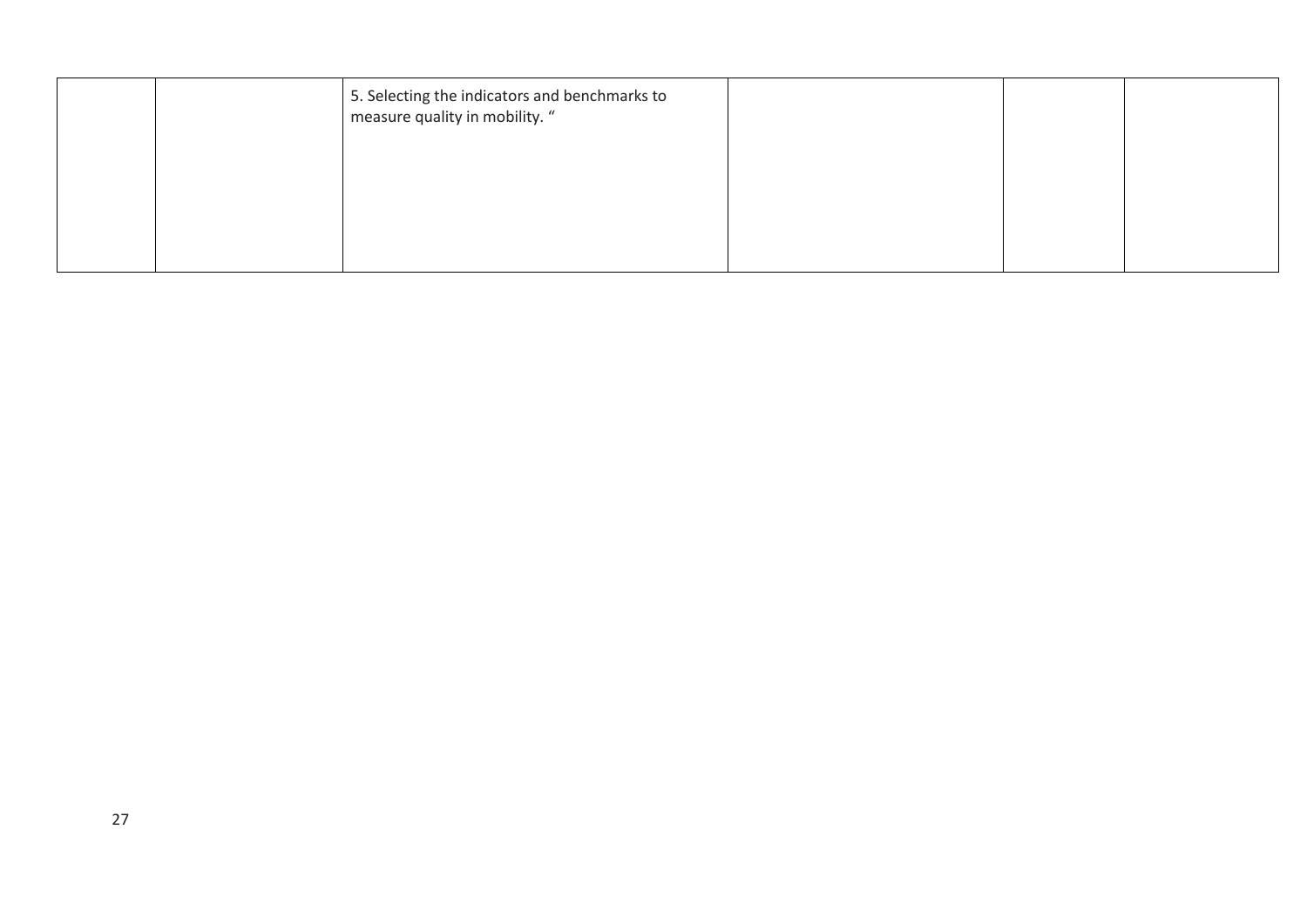| | | | | | |
|---|---|---|---|---|---|
| | | 5. Selecting the indicators and benchmarks to measure quality in mobility. “ | | | |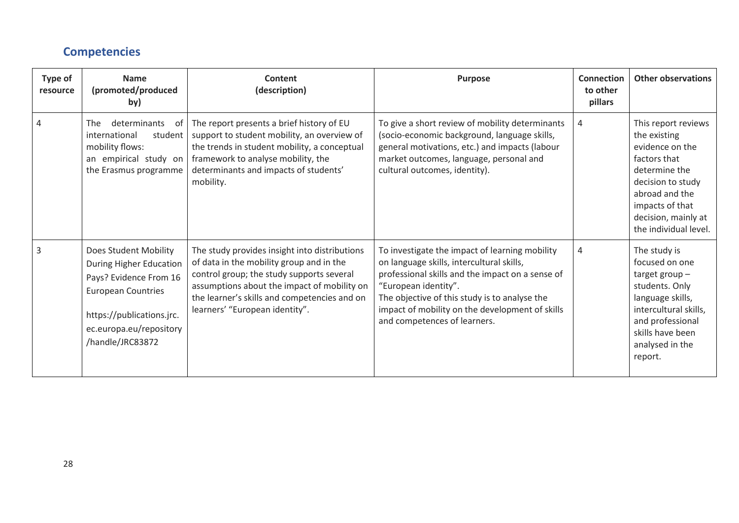## Competencies

| Type of resource | Name (promoted/produced by) | Content (description) | Purpose | Connection to other pillars | Other observations |
|---|---|---|---|---|---|
| 4 | The determinants of international student mobility flows: an empirical study on the Erasmus programme | The report presents a brief history of EU support to student mobility, an overview of the trends in student mobility, a conceptual framework to analyse mobility, the determinants and impacts of students' mobility. | To give a short review of mobility determinants (socio-economic background, language skills, general motivations, etc.) and impacts (labour market outcomes, language, personal and cultural outcomes, identity). | 4 | This report reviews the existing evidence on the factors that determine the decision to study abroad and the impacts of that decision, mainly at the individual level. |
| 3 | Does Student Mobility During Higher Education Pays? Evidence From 16 European Countries<br><br>https://publications.jrc.ec.europa.eu/repository/handle/JRC83872 | The study provides insight into distributions of data in the mobility group and in the control group; the study supports several assumptions about the impact of mobility on the learner's skills and competencies and on learners' "European identity". | To investigate the impact of learning mobility on language skills, intercultural skills, professional skills and the impact on a sense of "European identity".<br>The objective of this study is to analyse the impact of mobility on the development of skills and competences of learners. | 4 | The study is focused on one target group – students. Only language skills, intercultural skills, and professional skills have been analysed in the report. |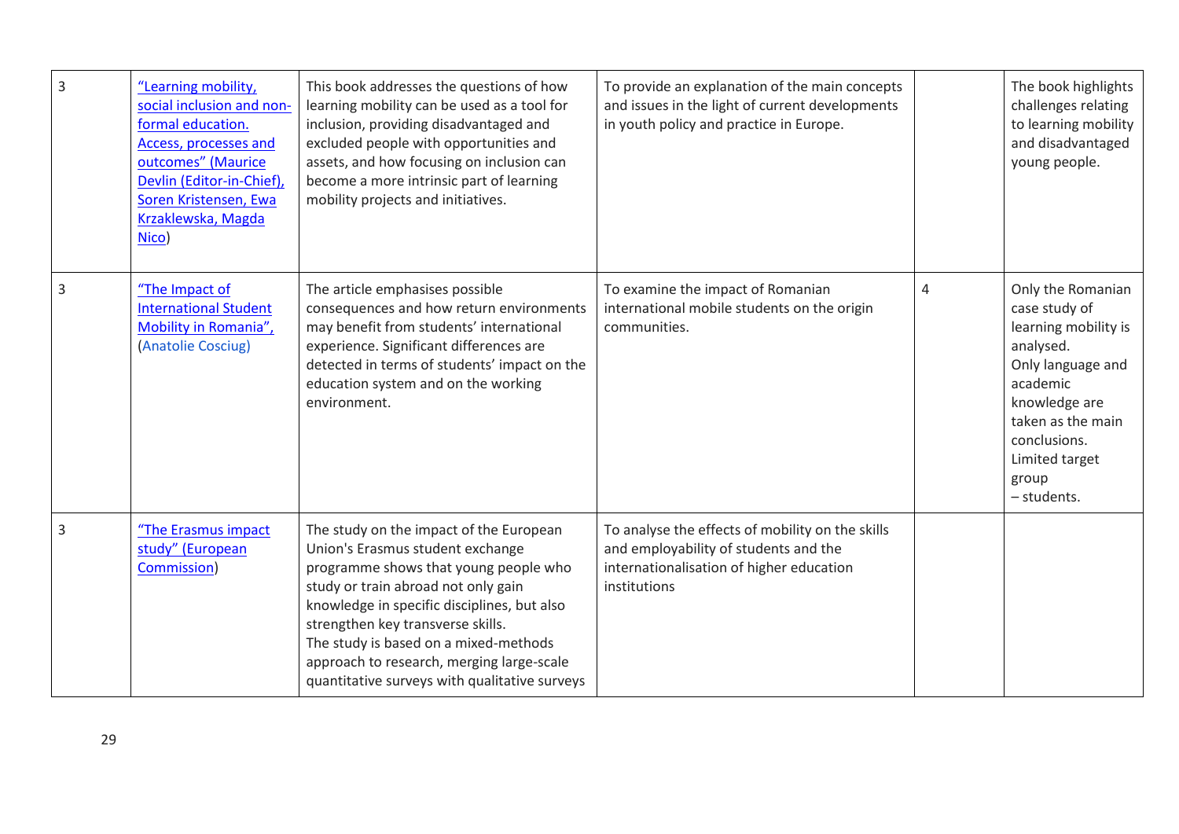| 3 | "Learning mobility, social inclusion and non-formal education. Access, processes and outcomes" (Maurice Devlin (Editor-in-Chief), Soren Kristensen, Ewa Krzaklewska, Magda Nico) | This book addresses the questions of how learning mobility can be used as a tool for inclusion, providing disadvantaged and excluded people with opportunities and assets, and how focusing on inclusion can become a more intrinsic part of learning mobility projects and initiatives. | To provide an explanation of the main concepts and issues in the light of current developments in youth policy and practice in Europe. | | The book highlights challenges relating to learning mobility and disadvantaged young people. |
|---|---|---|---|---|---|
| 3 | "The Impact of International Student Mobility in Romania", (Anatolie Cosciug) | The article emphasises possible consequences and how return environments may benefit from students' international experience. Significant differences are detected in terms of students' impact on the education system and on the working environment. | To examine the impact of Romanian international mobile students on the origin communities. | 4 | Only the Romanian case study of learning mobility is analysed. Only language and academic knowledge are taken as the main conclusions. Limited target group – students. |
| 3 | "The Erasmus impact study" (European Commission) | The study on the impact of the European Union's Erasmus student exchange programme shows that young people who study or train abroad not only gain knowledge in specific disciplines, but also strengthen key transverse skills. The study is based on a mixed-methods approach to research, merging large-scale quantitative surveys with qualitative surveys | To analyse the effects of mobility on the skills and employability of students and the internationalisation of higher education institutions | | |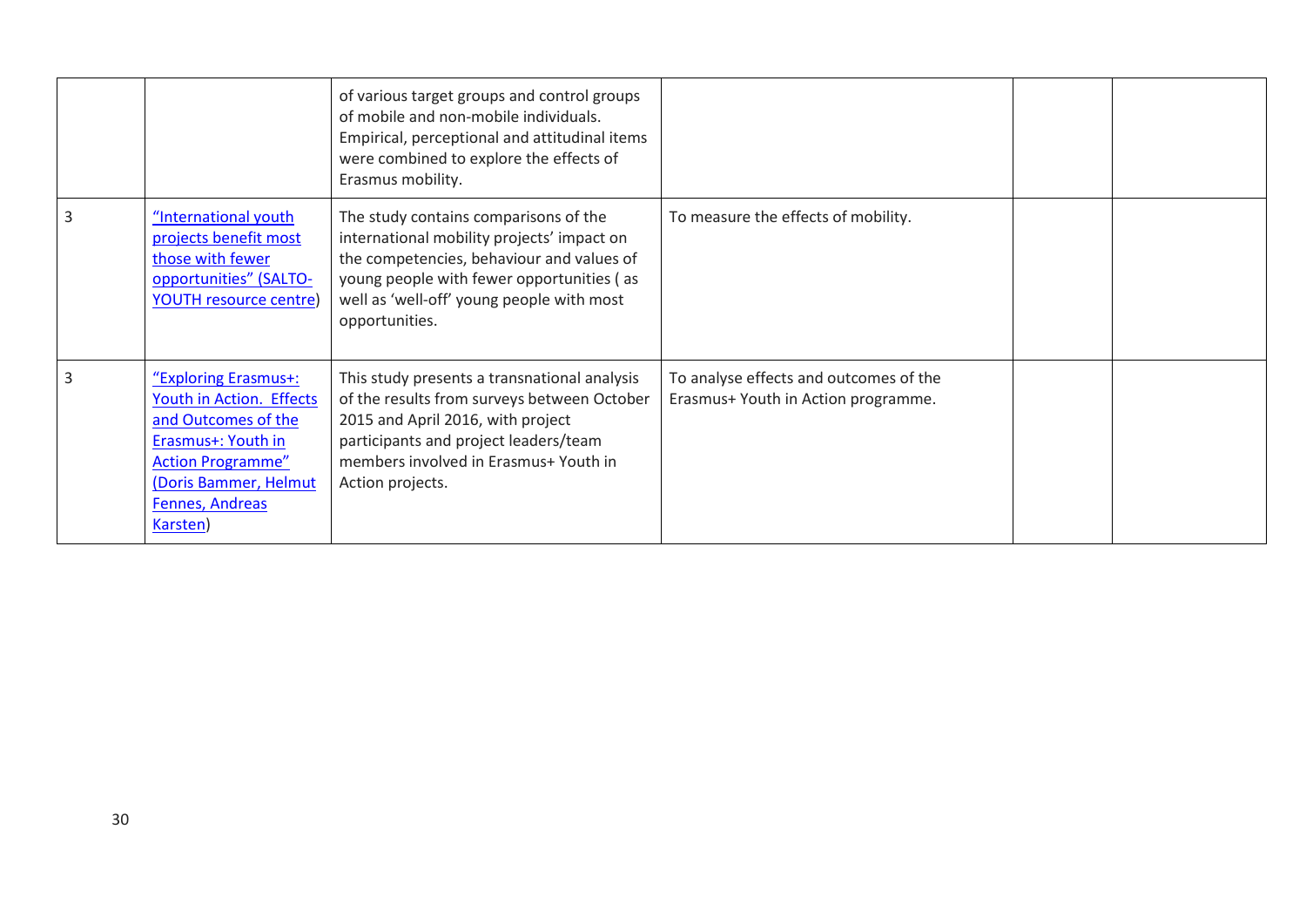| | | | | | |
|---|---|---|---|---|---|
| | | of various target groups and control groups of mobile and non-mobile individuals. Empirical, perceptional and attitudinal items were combined to explore the effects of Erasmus mobility. | | | |
| 3 | "International youth projects benefit most those with fewer opportunities" (SALTO-YOUTH resource centre) | The study contains comparisons of the international mobility projects' impact on the competencies, behaviour and values of young people with fewer opportunities ( as well as 'well-off' young people with most opportunities. | To measure the effects of mobility. | | |
| 3 | "Exploring Erasmus+: Youth in Action. Effects and Outcomes of the Erasmus+: Youth in Action Programme" (Doris Bammer, Helmut Fennes, Andreas Karsten) | This study presents a transnational analysis of the results from surveys between October 2015 and April 2016, with project participants and project leaders/team members involved in Erasmus+ Youth in Action projects. | To analyse effects and outcomes of the Erasmus+ Youth in Action programme. | | |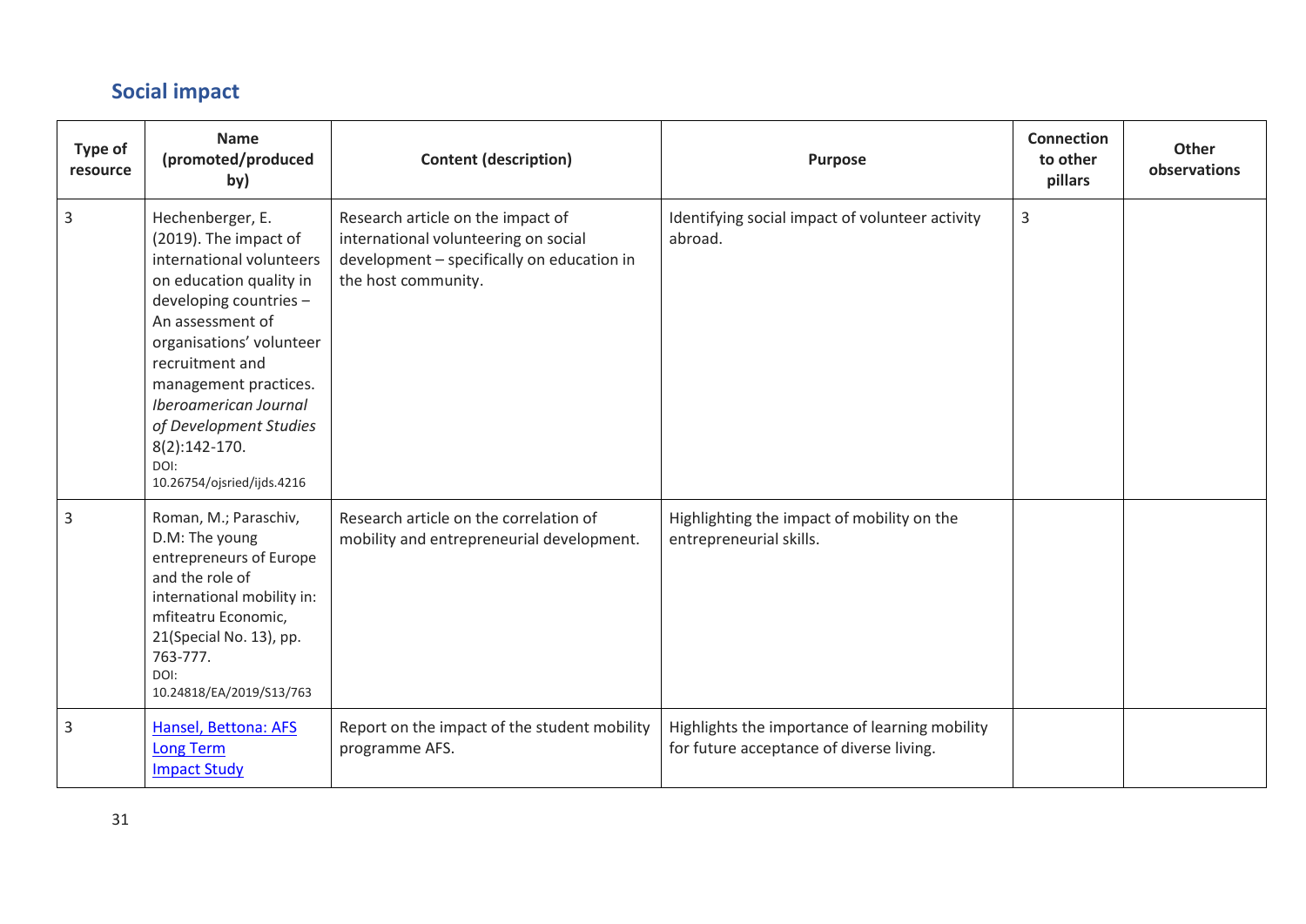## Social impact

| Type of resource | Name (promoted/produced by) | Content (description) | Purpose | Connection to other pillars | Other observations |
|---|---|---|---|---|---|
| 3 | Hechenberger, E. (2019). The impact of international volunteers on education quality in developing countries – An assessment of organisations' volunteer recruitment and management practices. *Iberoamerican Journal of Development Studies* 8(2):142-170. DOI: 10.26754/ojsried/ijds.4216 | Research article on the impact of international volunteering on social development – specifically on education in the host community. | Identifying social impact of volunteer activity abroad. | 3 | |
| 3 | Roman, M.; Paraschiv, D.M: The young entrepreneurs of Europe and the role of international mobility in: mfiteatru Economic, 21(Special No. 13), pp. 763-777. DOI: 10.24818/EA/2019/S13/763 | Research article on the correlation of mobility and entrepreneurial development. | Highlighting the impact of mobility on the entrepreneurial skills. | | |
| 3 | Hansel, Bettona: AFS Long Term Impact Study | Report on the impact of the student mobility programme AFS. | Highlights the importance of learning mobility for future acceptance of diverse living. | | |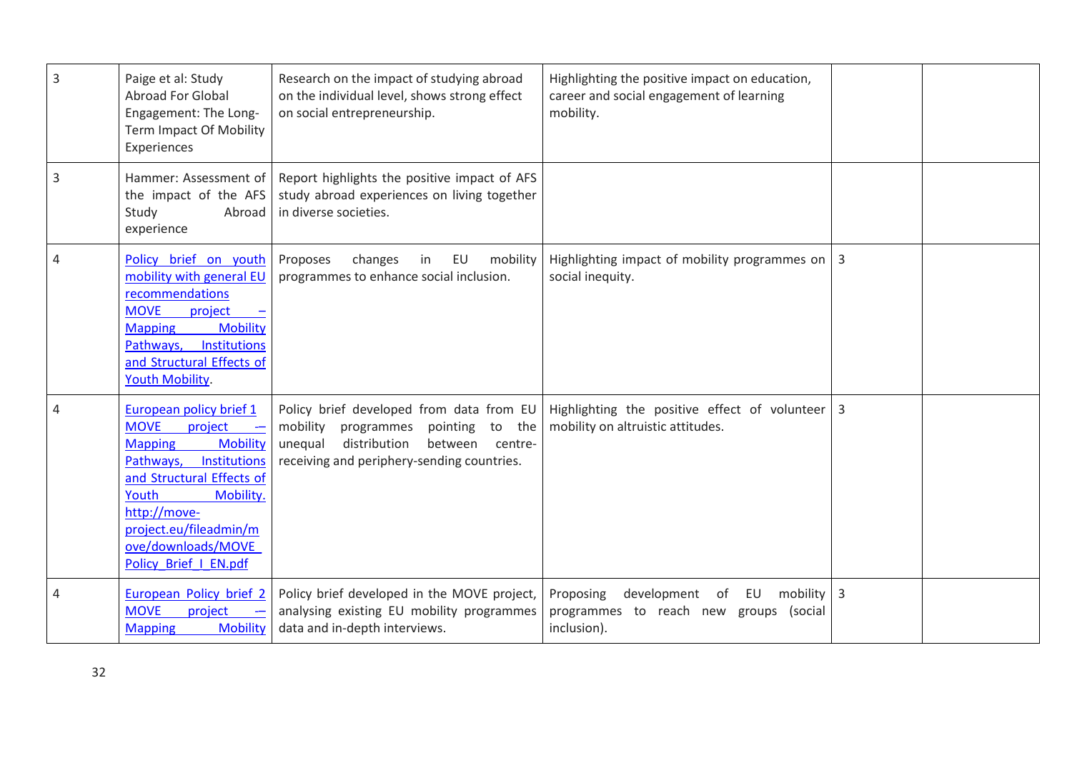| 3 | Paige et al: Study Abroad For Global Engagement: The Long-Term Impact Of Mobility Experiences | Research on the impact of studying abroad on the individual level, shows strong effect on social entrepreneurship. | Highlighting the positive impact on education, career and social engagement of learning mobility. | | |
|---|---|---|---|---|---|
| 3 | Hammer: Assessment of the impact of the AFS Study Abroad experience | Report highlights the positive impact of AFS study abroad experiences on living together in diverse societies. | | | |
| 4 | Policy brief on youth mobility with general EU recommendations MOVE project – Mapping Mobility Pathways, Institutions and Structural Effects of Youth Mobility. | Proposes changes in EU mobility programmes to enhance social inclusion. | Highlighting impact of mobility programmes on social inequity. | 3 | |
| 4 | European policy brief 1 MOVE project – Mapping Mobility Pathways, Institutions and Structural Effects of Youth Mobility. http://move-project.eu/fileadmin/move/downloads/MOVE_Policy_Brief_I_EN.pdf | Policy brief developed from data from EU mobility programmes pointing to the unequal distribution between centre-receiving and periphery-sending countries. | Highlighting the positive effect of volunteer mobility on altruistic attitudes. | 3 | |
| 4 | European Policy brief 2 MOVE project – Mapping Mobility | Policy brief developed in the MOVE project, analysing existing EU mobility programmes data and in-depth interviews. | Proposing development of EU mobility programmes to reach new groups (social inclusion). | 3 | |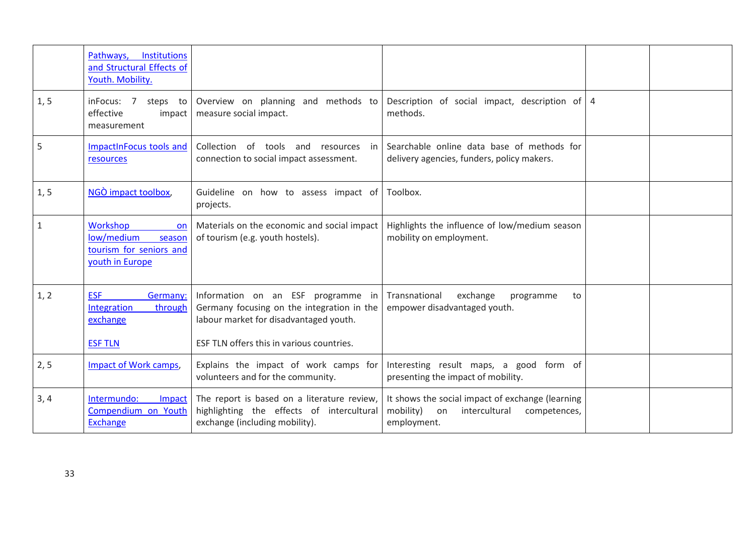|  |  |  |  |  |  |
|---|---|---|---|---|---|
|  | Pathways, Institutions and Structural Effects of Youth. Mobility. |  |  |  |  |
| 1, 5 | inFocus: 7 steps to effective impact measurement | Overview on planning and methods to measure social impact. | Description of social impact, description of methods. | 4 |  |
| 5 | ImpactInFocus tools and resources | Collection of tools and resources in connection to social impact assessment. | Searchable online data base of methods for delivery agencies, funders, policy makers. |  |  |
| 1, 5 | NGÒ impact toolbox, | Guideline on how to assess impact of projects. | Toolbox. |  |  |
| 1 | Workshop on low/medium season tourism for seniors and youth in Europe | Materials on the economic and social impact of tourism (e.g. youth hostels). | Highlights the influence of low/medium season mobility on employment. |  |  |
| 1, 2 | ESF Germany: Integration through exchange<br><br>ESF TLN | Information on an ESF programme in Germany focusing on the integration in the labour market for disadvantaged youth.<br><br>ESF TLN offers this in various countries. | Transnational exchange programme to empower disadvantaged youth. |  |  |
| 2, 5 | Impact of Work camps, | Explains the impact of work camps for volunteers and for the community. | Interesting result maps, a good form of presenting the impact of mobility. |  |  |
| 3, 4 | Intermundo: Impact Compendium on Youth Exchange | The report is based on a literature review, highlighting the effects of intercultural exchange (including mobility). | It shows the social impact of exchange (learning mobility) on intercultural competences, employment. |  |  |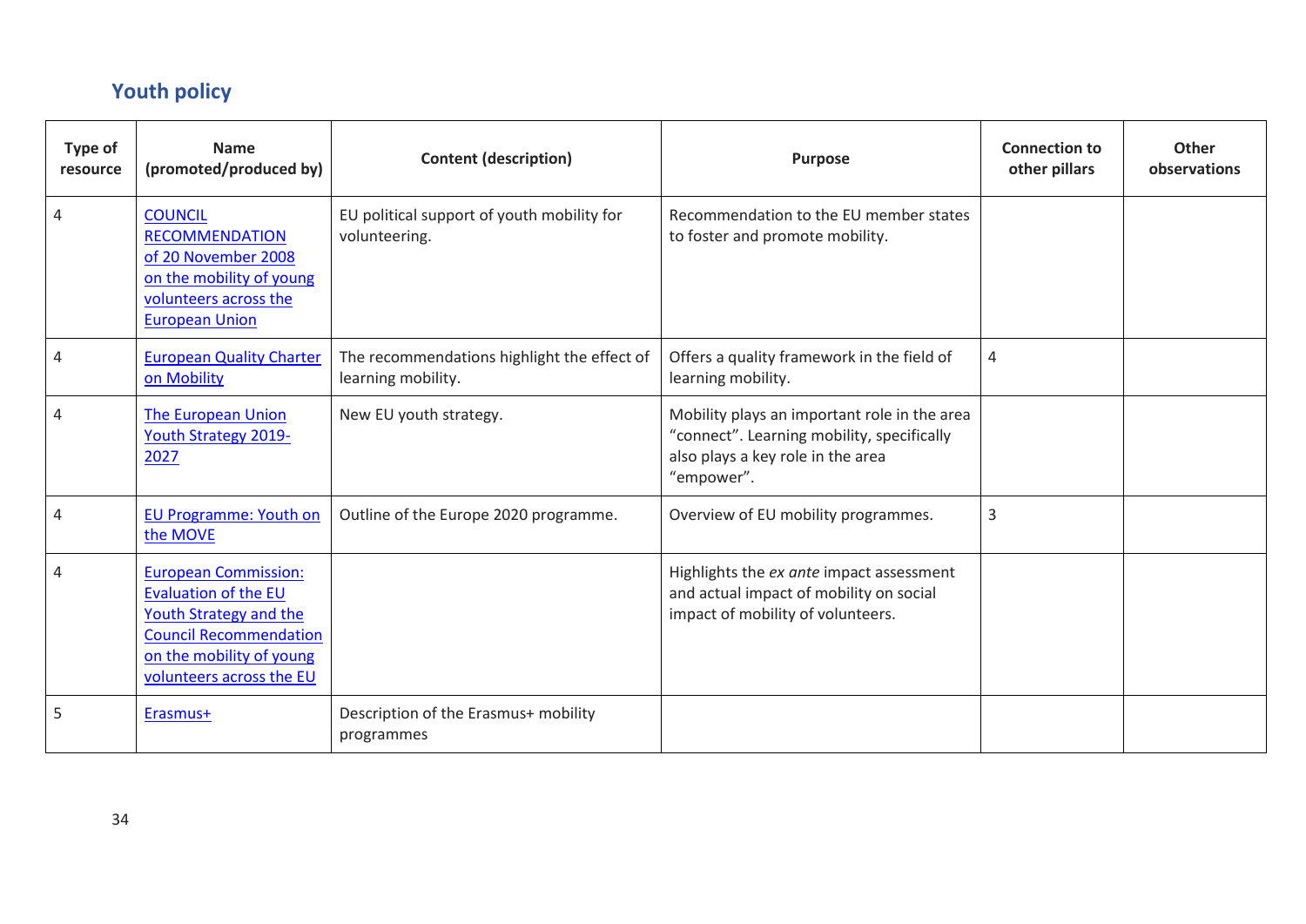## Youth policy

| Type of resource | Name (promoted/produced by) | Content (description) | Purpose | Connection to other pillars | Other observations |
|---|---|---|---|---|---|
| 4 | COUNCIL RECOMMENDATION of 20 November 2008 on the mobility of young volunteers across the European Union | EU political support of youth mobility for volunteering. | Recommendation to the EU member states to foster and promote mobility. | | |
| 4 | European Quality Charter on Mobility | The recommendations highlight the effect of learning mobility. | Offers a quality framework in the field of learning mobility. | 4 | |
| 4 | The European Union Youth Strategy 2019-2027 | New EU youth strategy. | Mobility plays an important role in the area "connect". Learning mobility, specifically also plays a key role in the area "empower". | | |
| 4 | EU Programme: Youth on the MOVE | Outline of the Europe 2020 programme. | Overview of EU mobility programmes. | 3 | |
| 4 | European Commission: Evaluation of the EU Youth Strategy and the Council Recommendation on the mobility of young volunteers across the EU | | Highlights the *ex ante* impact assessment and actual impact of mobility on social impact of mobility of volunteers. | | |
| 5 | Erasmus+ | Description of the Erasmus+ mobility programmes | | | |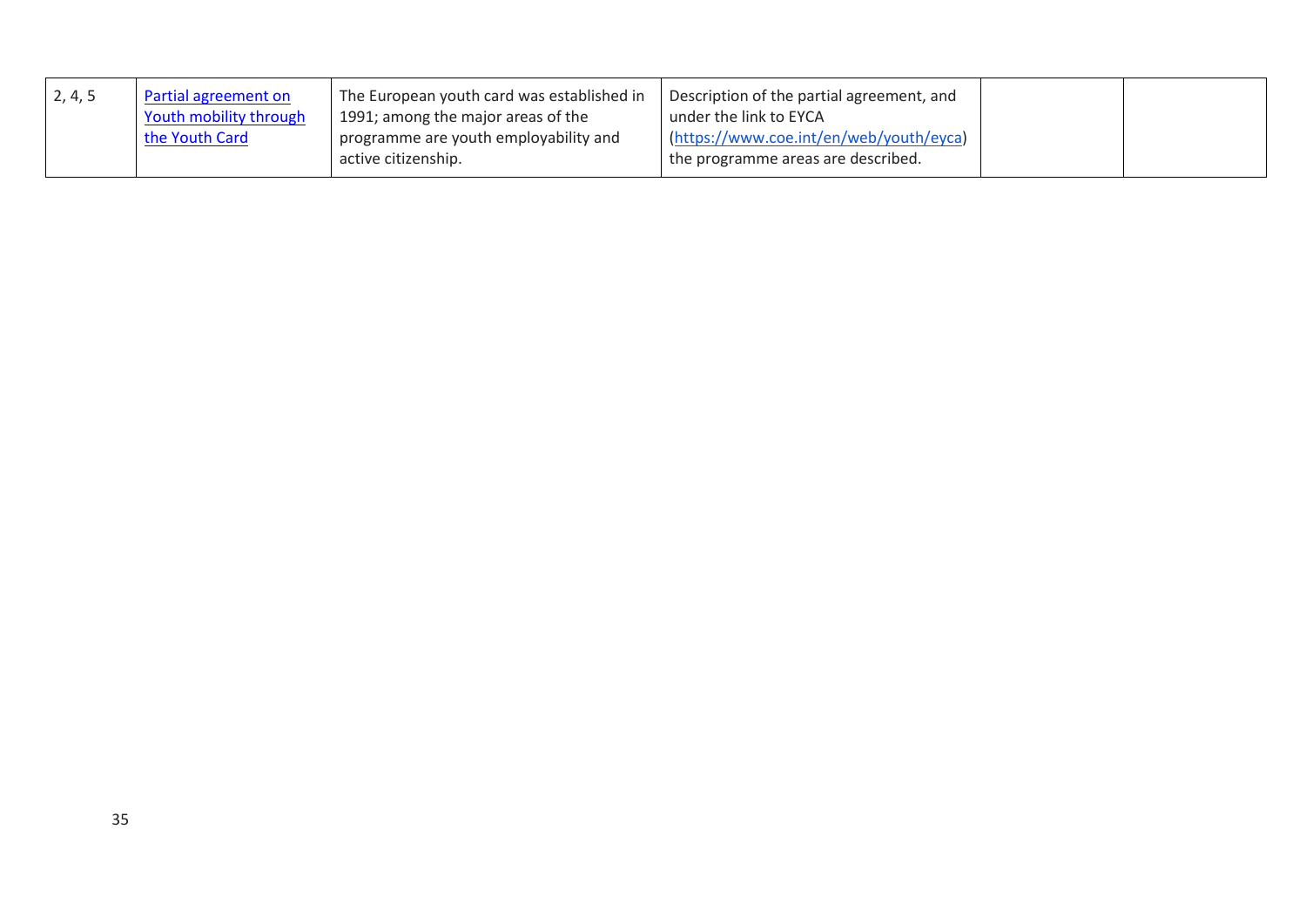| | | | | | |
|---|---|---|---|---|---|
| 2, 4, 5 | Partial agreement on Youth mobility through the Youth Card | The European youth card was established in 1991; among the major areas of the programme are youth employability and active citizenship. | Description of the partial agreement, and under the link to EYCA (https://www.coe.int/en/web/youth/eyca) the programme areas are described. | | |